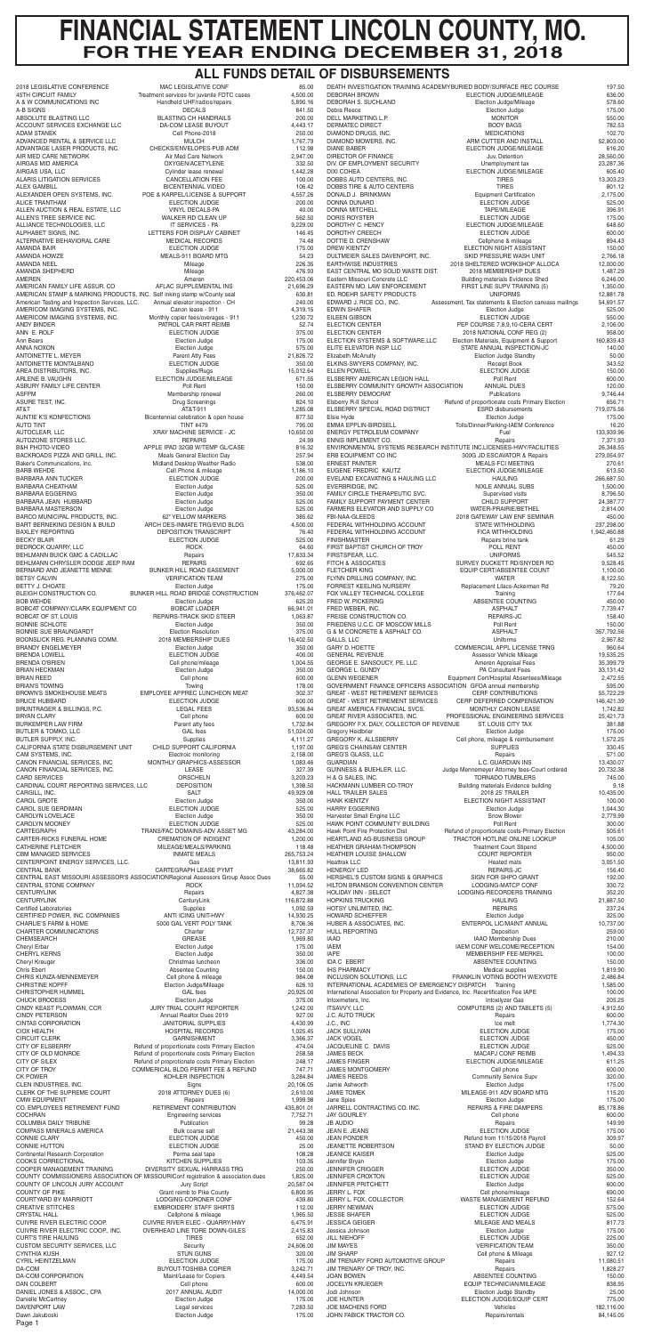# FINANCIAL STATEMENT LINCOLN COUNTY, MO.

## FOR THE YEAR ENDING DECEMBER 31, 2018

### ALL FUNDS DETAIL OF DISBURSEMENTS

| Payee | Description | Amount |
|---|---|---|
| 2018 LEGISLATIVE CONFERENCE | MAC LEGISLATIVE CONF | 85.00 |
| 45TH CIRCUIT FAMILY | Treatment services for juvenile FDTC cases | 4,500.00 |
| A & W COMMUNICATIONS INC | Handheld UHF/radios/repairs | 5,890.16 |
| A-B SIGNS | DECALS | 841.50 |
| ABSOLUTE BLASTING LLC | BLASTING CH HANDRAILS | 200.00 |
| ACCOUNT SERVICES EXCHANGE LLC | DA-COM LEASE BUYOUT | 4,443.17 |
| ADAM STANEK | Cell Phone-2018 | 250.00 |
| ADVANCED RENTAL & SERVICE LLC | MULCH | 1,767.79 |
| ADVANTAGE LASER PRODUCTS, INC. | CHECKS/ENVELOPES-PUB ADM | 112.98 |
| AIR MED CARE NETWORK | Air Med Care Network | 2,947.00 |
| AIRGAS MID AMERICA | OXYGEN/ACETYLENE | 332.50 |
| AIRGAS USA, LLC | Cylinder lease renewal | 1,442.28 |
| ALARIS LITIGATION SERVICES | CANCELLATION FEE | 100.00 |
| ALEX GAMBILL | BICENTENNIAL VIDEO | 106.42 |
| ALEXANDER OPEN SYSTEMS, INC. | POE & KARPEL/LICENSE & SUPPORT | 4,557.26 |
| ALICE TRANTHAM | ELECTION JUDGE | 200.00 |
| ALLEN AUCTION & REAL ESTATE, LLC | VINYL DECALS-PA | 40.00 |
| ALLEN'S TREE SERVICE INC. | WALKER RD CLEAN UP | 562.50 |
| ALLIANCE TECHNOLOGIES, LLC | IT SERVICES - PA | 9,229.00 |
| ALPHABET SIGNS, INC. | LETTERS FOR DISPLAY CABINET | 146.45 |
| ALTERNATIVE BEHAVIORAL CARE | MEDICAL RECORDS | 74.48 |
| AMANDA BAIR | ELECTION JUDGE | 175.00 |
| AMANDA HOWZE | MEALS-911 BOARD MTG | 54.23 |
| AMANDA NEEL | Mileage | 226.35 |
| AMANDA SHEPHERD | Mileage | 476.93 |
| AMEREN | Ameren | 220,453.06 |
| AMERICAN FAMILY LIFE ASSUR. CO | AFLAC SUPPLEMENTAL INS | 21,636.29 |
| AMERICAN STAMP & MARKING PRODUCTS, INC. | Self inking stamp w/County seal | 630.81 |
| American Testing and Inspection Services, LLC. | Annual elevator inspection - CH | 240.00 |
| AMERICOM IMAGING SYSTEMS, INC. | Canon lease - 911 | 4,319.15 |
| AMERICOM IMAGING SYSTEMS, INC. | Monthly copier fees/overages - 911 | 1,230.72 |
| ANDY BINDER | PATROL CAR PART REIMB | 52.74 |
| ANN E. ROLF | Election Judge | 375.00 |
| Ann Beers | Election Judge | 175.00 |
| ANNA NOXON | Election Judge | 575.00 |
| ANTOINETTE L. MEYER | Parent Atty Fees | 21,826.72 |
| ANTOINETTE MONTALBANO | ELECTION JUDGE | 350.00 |
| AREA DISTRIBUTORS, INC. | Supplies/Rugs | 15,012.64 |
| ARLENE B. VAUGHN | ELECTION JUDGE/MILEAGE | 671.55 |
| ASBURY FAMILY LIFE CENTER | Poll Rent | 150.00 |
| ASFPM | Membership renewal | 260.00 |
| ASURE TEST, INC. | Drug Screenings | 824.10 |
| AT&T | AT&T-911 | 1,285.08 |
| AUNTIE K'S KONFECTIONS | Bicentennial celebration & open house | 877.50 |
| AUTO TINT | TINT #479 | 795.00 |
| AUTOCLEAR, LLC | XRAY MACHINE SERVICE - JC | 10,650.00 |
| AUTOZONE STORES LLC. | REPAIRS | 24.99 |
| B&H PHOTO-VIDEO | APPLE IPAD 32GB W/TEMP GL/CASE | 816.32 |
| BACKROADS PIZZA AND GRILL, INC. | Meals General Election Day | 257.94 |
| Baker's Communications, Inc. | Midland Desktop Weather Radio | 538.00 |
| BARB WEHDE | Cell Phone & mileage | 1,186.10 |
| BARBARA ANN TUCKER | ELECTION JUDGE | 200.00 |
| BARBARA CHEATHAM | Election Judge | 525.00 |
| BARBARA EGGERING | Election Judge | 350.00 |
| BARBARA JEAN HUBBARD | Election Judge | 525.00 |
| BARBARA MASTERSON | Election Judge | 525.00 |
| BARCO MUNICIPAL PRODUCTS, INC. | 62" YELLOW MARKERS | 385.62 |
| BART BERNEKING DESIGN & BUILD | ARCH DES-INMATE TRG/EVID BLDG | 4,500.00 |
| BAXLEY REPORTING | DEPOSITION TRANSCRIPT | 76.40 |
| BECKY BLAIR | ELECTION JUDGE | 525.00 |
| BEDROCK QUARRY, LLC | ROCK | 64.60 |
| BEHLMANN BUICK GMC & CADILLAC | Repairs | 17,833.34 |
| BEHLMANN CHRYSLER DODGE JEEP RAM | REPAIRS | 692.65 |
| BERNARD AND JEANETTE MENNE | BUNKER HILL ROAD EASEMENT | 5,000.00 |
| BETSY CALVIN | VERIFICATION TEAM | 275.00 |
| BETTY J. CHOATE | Election Judge | 175.00 |
| BLEIGH CONSTRUCTION CO. | BUNKER HILL ROAD BRIDGE CONSTRUCTION | 376,462.07 |
| BOB WEHDE | Election Judge | 625.20 |
| BOBCAT COMPANY/CLARK EQUIPMENT CO | BOBCAT LOADER | 66,941.01 |
| BOBCAT OF ST. LOUIS | REPAIRS-TRACK SKID STEER | 1,063.87 |
| BONNIE SCHLOTE | Election Judge | 350.00 |
| BONNIE SUE BRAUNGARDT | Election Resolution | 375.00 |
| BOONSLICK REG. PLANNING COMM. | 2018 MEMBERSHIP DUES | 16,402.50 |
| BRANDY ENGELMEYER | Election Judge | 350.00 |
| BRENDA LOWELL | ELECTION JUDGE | 400.00 |
| BRENDA O'BRIEN | Cell phone/mileage | 1,004.55 |
| BRIAN HECKMAN | Election Judge | 350.00 |
| BRIAN REED | Cell phone | 600.00 |
| BRIAN'S TOWING | Towing | 178.00 |
| BROWN'S SMOKEHOUSE MEATS | EMPLOYEE APPREC LUNCHEON MEAT | 302.37 |
| BRUCE HUBBARD | ELECTION JUDGE | 600.00 |
| BRUNTRAGER & BILLINGS, P.C. | LEGAL FEES | 93,536.84 |
| BRYAN CLARY | Cell phone | 600.00 |
| BURKEMPER LAW FIRM | Parent atty fees | 1,732.84 |
| BUTLER & TOMKO, LLC | GAL fees | 51,024.00 |
| BUTLER SUPPLY, INC. | Supplies | 4,111.27 |
| CALIFORNIA STATE DISBURSEMENT UNIT | CHILD SUPPORT CALIFORNIA | 1,197.00 |
| CAM SYSTEMS, INC. | Electronic monitoring | 2,158.00 |
| CANON FINANCIAL SERVICES, INC | MONTHLY GRAPHICS-ASSESSOR | 1,083.46 |
| CANON FINANCIAL SERVICES, INC. | LEASE | 327.39 |
| CARD SERVICES | ORSCHELN | 3,203.23 |
| CARDINAL COURT REPORTING SERVICES, LLC | DEPOSITION | 1,398.50 |
| CARGILL, INC. | SALT | 40,929.08 |
| CAROL GROTE | Election Judge | 350.00 |
| CAROL SUE GERDIMAN | ELECTION JUDGE | 525.00 |
| CAROLYN LOVELACE | Election Judge | 350.00 |
| CAROLYN MOONEY | ELECTION JUDGE | 525.00 |
| CARTEGRAPH | TRANS/FAC DOMAINS-ADV ASSET MG | 43,284.00 |
| CARTER-RICKS FUNERAL HOME | CREMATION OF INDIGENT | 1,200.00 |
| CATHERINE FLETCHER | MILEAGE/MEALS/PARKING | 118.48 |
| CBM MANAGED SERVICES | INMATE MEALS | 265,753.24 |
| CENTERPOINT ENERGY SERVICES, LLC. | Gas | 13,811.93 |
| CENTRAL BANK | CARTEGRAPH LEASE PYMT | 38,665.82 |
| CENTRAL EAST MISSOURI ASSESSOR'S ASSOCIATION | Regional Assessors Group Assoc Dues | 55.00 |
| CENTRAL STONE COMPANY | ROCK | 11,094.52 |
| CENTURYLINK | Repairs | 4,827.38 |
| CENTURYLINK | CenturyLink | 116,872.88 |
| Certified Laboratories | Supplies | 1,092.59 |
| CERTIFIED POWER, INC. COMPANIES | ANTI ICING UNIT/HWY | 14,930.25 |
| CHARLIE'S FARM & HOME | 5000 GAL VERT POLY TANK | 8,706.36 |
| CHARTER COMMUNICATIONS | Charter | 12,737.37 |
| CHEMSEARCH | GREASE | 1,969.80 |
| Cheryl Erbar | Election Judge | 175.00 |
| CHERYL KERNS | Election Judge | 350.00 |
| Cheryl Kreuger | Christmas luncheon | 336.00 |
| Chris Ebert | Absentee Counting | 150.00 |
| CHRIS KUNZA-MENNEMEYER | Cell phone & mileage | 984.08 |
| CHRISTINE KOPFF | Election Judge/Mileage | 626.10 |
| CHRISTOPHER HUMMEL | GAL fees | 20,925.00 |
| CHUCK BRODESS | Election Judge | 375.00 |
| CINDY KEAST FLOWMAN, CCR | JURY TRIAL COURT REPORTER | 1,242.00 |
| CINDY PETERSON | Annual Realtor Dues 2019 | 927.00 |
| CINTAS CORPORATION | JANITORIAL SUPPLIES | 4,430.99 |
| CIOX HEALTH | HOSPITAL RECORDS | 1,025.45 |
| CIRCUIT CLERK | GARNISHMENT | 3,366.37 |
| CITY OF ELSBERRY | Refund of proportionate costs Primary Election | 474.04 |
| CITY OF OLD MONROE | Refund of proportionate costs Primary Election | 258.58 |
| CITY OF SILEX | Refund of proportionate costs Primary Election | 248.17 |
| CITY OF TROY | COMMERICAL BLDG PERMIT FEE & REFUND | 747.71 |
| CK POWER | KOHLER INSPECTION | 3,284.84 |
| CLEN INDUSTRIES, INC. | Signs | 20,106.05 |
| CLERK OF THE SUPREME COURT | 2018 ATTORNEY DUES (6) | 2,610.00 |
| CMW EQUIPMENT | Repairs | 1,999.98 |
| CO. EMPLOYEES RETIREMENT FUND | RETIREMENT CONTRIBUTION | 435,801.01 |
| COCHRAN | Engineering services | 7,752.71 |
| COLUMBIA DAILY TRIBUNE | Publication | 99.28 |
| COMPASS MINERALS AMERICA | Bulk coarse salt | 21,443.38 |
| CONNIE CLARY | ELECTION JUDGE | 450.00 |
| CONNIE HUTTON | ELECTION JUDGE | 25.00 |
| Continental Research Corporation | Perma seal tape | 108.28 |
| COOKS CORRECTIONAL | KITCHEN SUPPLIES | 103.35 |
| COOPER MANAGEMENT TRAINING | DIVERSITY SEXUAL HARRASS TRG | 250.00 |
| COUNTY COMMISSIONERS ASSOCIATION OF MISSOURI | Conf registration & association dues | 1,825.00 |
| COUNTY OF LINCOLN JURY ACCOUNT | Jury Script | 20,587.04 |
| COUNTY OF PIKE | Grant reimb to Pike County | 6,800.95 |
| COURTYARD BY MARRIOTT | LODGING-CORONER CONF | 439.80 |
| CREATIVE STITCHES | EMBROIDERY STAFF SHIRTS | 112.00 |
| CRYSTAL HALL | Cellphone & mileage | 1,965.50 |
| CUIVRE RIVER ELECTRIC COOP. | CUIVRE RIVER ELEC - QUARRY/HWY | 6,475.91 |
| CUIVRE RIVER ELECTRIC COOP., INC. | OVERHEAD LINE TORE DOWN-GILES | 2,415.83 |
| CURT'S TIRE HAULING | TIRES | 652.00 |
| CUSTOM SECURITY SERVICES, LLC | Security | 24,606.00 |
| CYNTHIA KUSH | STUN GUNS | 320.00 |
| CYRIL HEINTZELMAN | ELECTION JUDGE | 175.00 |
| DA-COM | BUYOUT-TOSHIBA COPIER | 3,242.71 |
| DA-COM CORPORATION | Maint/Lease for Copiers | 4,449.54 |
| DAN COLBERT | Cell phone | 600.00 |
| DANIEL JONES & ASSOC., CPA | 2017 ANNUAL AUDIT | 14,000.00 |
| Danielle McCartney | Election Judge | 175.00 |
| DAVENPORT LAW | Legal services | 7,283.50 |
| Dawn Jakuboski | Election Judge | 175.00 |
| DEATH INVESTIGATION TRAINING ACADEMY | BURIED BODY/SURFACE REC COURSE | 197.50 |
| DEBORAH BROWN | ELECTION JUDGE/MILEAGE | 636.00 |
| DEBORAH S. SUCHLAND | Election Judge/Mileage | 578.60 |
| Debra Reece | Election Judge | 175.00 |
| DELL MARKETING L.P. | MONITOR | 550.00 |
| DERMATEC DIRECT | BODY BAGS | 782.53 |
| DIAMOND DRUGS, INC. | MEDICATIONS | 102.70 |
| DIAMOND MOWERS, INC. | ARM CUTTER AND INSTALL | 52,803.00 |
| DIANE BABER | ELECTION JUDGE/MILEAGE | 616.20 |
| DIRECTOR OF FINANCE | Juv. Detention | 28,560.00 |
| DIV. OF EMPLOYMENT SECURITY | Unemployment tax | 23,287.36 |
| DIXI COHEA | ELECTION JUDGE/MILEAGE | 605.40 |
| DOBBS AUTO CENTERS, INC. | TIRES | 13,303.23 |
| DOBBS TIRE & AUTO CENTERS | TIRES | 801.12 |
| DONALD J. BRINKMAN | Equipment Certification | 2,175.00 |
| DONNA DUNARD | ELECTION JUDGE | 525.00 |
| DONNA MITCHELL | TAPE/MILEAGE | 396.91 |
| DORIS ROYSTER | ELECTION JUDGE | 175.00 |
| DOROTHY C. HENCY | ELECTION JUDGE/MILEAGE | 648.60 |
| DOROTHY CREECH | ELECTION JUDGE | 600.00 |
| DOTTIE D. CRENSHAW | Cellphone & mileage | 894.43 |
| DREW KIENTZY | ELECTION NIGHT ASSISTANT | 150.00 |
| DULTMEIER SALES DAVENPORT, INC. | SKID PRESSURE WASH UNIT | 2,766.18 |
| EARTHWISE INDUSTRIES | 2018 SHELTERED WORKSHOP ALLOCA | 12,000.00 |
| EAST CENTRAL MO SOLID WASTE DIST. | 2018 MEMBERSHIP DUES | 1,487.29 |
| Eastern Missouri Concrete LLC | Building materials Evidence Shed | 6,246.00 |
| EASTERN MO. LAW ENFORCEMENT | FIRST LINE SUPV TRAINING (5) | 1,350.00 |
| ED. ROEHR SAFETY PRODUCTS | UNIFORMS | 12,881.78 |
| EDWARD J. RICE CO., INC. | Assessment, Tax statements & Election canvass mailings | 54,691.57 |
| EDWIN SHAFER | Election Judge | 525.00 |
| EILEEN GIBSON | ELECTION JUDGE | 550.00 |
| ELECTION CENTER | PEP COURSE 7,8,9,10-CERA CERT | 2,106.00 |
| ELECTION CENTER | 2018 NATIONAL CONF REG (2) | 958.00 |
| ELECTION SYSTEMS & SOFTWARE,LLC | Election Materials, Equipment & Support | 160,839.43 |
| ELITE ELEVATOR INSP. LLC | STATE ANNUAL INSPECTION-JC | 140.00 |
| Elizabeth McAnulty | Election Judge Standby | 50.00 |
| ELKINS-SWYERS COMPANY, INC. | Receipt Book | 343.52 |
| ELLEN POWELL | ELECTION JUDGE | 150.00 |
| ELSBERRY AMERICAN LEGION HALL | Poll Rent | 600.00 |
| ELSBERRY COMMUNITY GROWTH ASSOCIATION | ANNUAL DUES | 120.00 |
| ELSBERRY DEMOCRAT | Publications | 9,746.44 |
| Elsberry R-II School | Refund of proportionate costs Primary Election | 656.71 |
| ELSBERRY SPECIAL ROAD DISTRICT | ESRD disbursements | 719,075.58 |
| Elsie Hyde | Election Judge | 175.00 |
| EMMA EPPLIN-BIRDSELL | Tolls/Dinner/Parking-IAEM Conference | 16.20 |
| ENERGY PETROLEUM COMPANY | Fuel | 133,939.96 |
| ENNIS IMPLEMENT CO. | Repairs | 7,371.93 |
| ENVIRONMENTAL SYSTEMS RESEARCH INSTITUTE INC. | LICENSES-HWY/FACILITIES | 26,348.55 |
| ERB EQUIPMENT CO INC | 300G JD EXCAVATOR & Repairs | 279,054.97 |
| ERNEST PAINTER | MEALS-FCI MEETING | 270.61 |
| EUGENE FREDRIC KAUTZ | ELECTION JUDGE/MILEAGE | 613.50 |
| EVELAND EXCAVATING & HAULING LLC | HAULING | 266,687.50 |
| EVERBRIDGE, INC. | NIXLE ANNUAL SUBS | 1,500.00 |
| FAMILY CIRCLE THERAPEUTIC SVC. | Supervised visits | 8,796.50 |
| FAMILY SUPPORT PAYMENT CENTER | CHILD SUPPORT | 24,387.77 |
| FARMERS ELEVATOR AND SUPPLY CO | WATER-PRAIRIE/BETHEL | 2,814.00 |
| FBI-NAA-GLEEDS | 2018 GATEWAY LAW ENF SEMINAR | 450.00 |
| FEDERAL WITHHOLDING ACCOUNT | STATE WITHHOLDING | 237,298.00 |
| FEDERAL WITHHOLDING ACCOUNT | FICA WITHHOLDING | 1,942,460.88 |
| FINISHMASTER | Repairs brine tank | 61.29 |
| FIRST BAPTIST CHURCH OF TROY | POLL RENT | 450.00 |
| FIRSTSPEAR, LLC. | UNIFORMS | 545.52 |
| FITCH & ASSOCIATES | SURVEY DUCKETT RD/SNYDER RD | 9,528.45 |
| FLETCHER KING | EQUIP CERT/ABSENTEE COUNT | 1,100.00 |
| FLYNN DRILLING COMPANY, INC. | WATER | 8,122.50 |
| FORREST KEELING NURSERY | Replacement Lilacs-Ackerman Rd | 79.20 |
| FOX VALLEY TECHNICAL COLLEGE | Training | 177.64 |
| FRED W. PICKERING | ABSENTEE COUNTING | 450.00 |
| FRED WEBER, INC. | ASPHALT | 7,739.47 |
| FREISE CONSTRUCTION CO. | REPAIRS-JC | 158.40 |
| FRIEDENS U.C.C. OF MOSCOW MILLS | Poll Rent | 150.00 |
| G & M CONCRETE & ASPHALT CO. | ASPHALT | 357,792.56 |
| GALLS, LLC | Uniforms | 2,967.82 |
| GARY D. HOETTE | COMMERCIAL APPL LICENSE TRNG | 960.64 |
| GENERAL REVENUE | Assessor Vehicle Mileage | 19,535.25 |
| GEORGE E. SANSOUCY, PE, LLC | Ameren Appraisal Fees | 35,399.79 |
| GEORGE L. GUNDY | PA Consultant Fees | 33,131.42 |
| GLENN WEGENER | Equipment Cert/Hospital Absentees/Mileage | 2,472.55 |
| GOVERNMENT FINANCE OFFICERS ASSOCIATION | GFOA annual membership | 595.00 |
| GREAT - WEST RETIREMENT SERVICES | CERF CONTRIBUTIONS | 55,722.29 |
| GREAT - WEST RETIREMENT SERVICES | CERF DEFERRED COMPENSATION | 146,421.39 |
| GREAT AMERICA FINANCIAL SVCS. | MONTHLY CANON LEASE | 1,742.82 |
| GREAT RIVER ASSOCIATES, INC. | PROFESSIONAL ENGINEERING SERVICES | 25,421.73 |
| GREGORY F.X. DALY, COLLECTOR OF REVENUE | ST. LOUIS CITY TAX | 381.88 |
| Gregory Heidbrier | Election Judge | 175.00 |
| GREGORY K. ALLSBERRY | Cell phone, mileage & reimbursement | 1,572.25 |
| GREG'S CHAINSAW CENTER | SUPPLIES | 330.45 |
| GREG'S GLASS, LLC | Repairs | 571.00 |
| GUARDIAN | L.C. GUARDIAN INS | 13,430.07 |
| GUINNESS & BUEHLER, LLC. | Judge Mennemeyer Attorney fees-Court ordered | 20,732.38 |
| H & G SALES, INC. | TORNADO TUBBLERS | 745.00 |
| HACKMANN LUMBER CO-TROY | Building materials Evidence building | 9.18 |
| HALL TRAILER SALES | 2018 25' TRAILER | 10,435.00 |
| HANK KIENTZY | ELECTION NIGHT ASSISTANT | 100.00 |
| HARRY EGGERING | Election Judge | 1,044.30 |
| Harvester Small Engine LLC | Snow Blower | 2,779.99 |
| HAWK POINT COMMUNITY BUILDING | Poll Rent | 300.00 |
| Hawk Point Fire Protection Dist | Refund of proportionate costs Primary Election | 505.61 |
| HEARTLAND AG BUSINESS GROUP | TRACTOR HOTLINE ONLINE LOOKUP | 105.00 |
| HEATHER GRAHAM-THOMPSON | Treatment Court Stipend | 4,500.00 |
| HEATHER LOUISE SHALLOW | COURT REPORTER | 950.00 |
| Heattrak LLC | Heated mats | 3,051.50 |
| HENERGY LED | REPAIRS-JC | 156.40 |
| HERSHEL'S CUSTOM SIGNS & GRAPHICS | SIGN FOR SHPO GRANT | 192.00 |
| HILTON BRANSON CONVENTION CENTER | LODGING-MATCP CONF | 330.72 |
| HOLIDAY INN - SELECT | LODGING-RECORDERS TRAINING | 352.20 |
| HOPKINS TRUCKING | HAULING | 21,887.50 |
| HOTSY UNLIMITED, INC. | REPAIRS | 237.24 |
| HOWARD SCHIEFFER | Election Judge | 325.00 |
| HUBER & ASSOCIATES, INC. | ENTERPOL LIC/MAINT ANNUAL | 10,737.00 |
| HULL REPORTING | Deposition | 259.00 |
| IAAO | IAAO Membership Dues | 210.00 |
| IAEM | IAEM CONF WELCOME/RECEPTION | 154.00 |
| IAPE | MEMBERSHIP FEE-MERKEL | 100.00 |
| IDA C EBERT | ABSENTEE COUNTING | 150.00 |
| IHS PHARMACY | Medical supplies | 1,819.90 |
| INCLUSION SOLUTIONS, LLC | FRANKLIN VOTING BOOTH W/EXVOTE | 2,486.84 |
| INTERNATIONAL ACADEMIES OF EMERGENCY DISPATCH | Training | 1,585.00 |
| International Association for Property and Evidence, Inc. | Recertification Fee IAPE | 100.00 |
| Intoximeters, Inc. | Intoxilyzer Gas | 205.25 |
| ITSAVVY, LLC | COMPUTERS (2) AND TABLETS (5) | 4,912.50 |
| J.C. AUTO TRUCK | Repairs | 600.00 |
| J.C., INC | Ice melt | 1,774.30 |
| JACK SULLIVAN | ELECTION JUDGE | 175.00 |
| JACK VOGEL | ELECTION JUDGE | 450.00 |
| JACQUELINE C. DAVIS | ELECTION JUDGE | 525.00 |
| JAMES BECK | MACAPJ CONF REIMB | 1,494.33 |
| JAMES FINGER | ELECTION JUDGE/MILEAGE | 611.25 |
| JAMES MONTGOMERY | Cell phone | 600.00 |
| JAMES REEDS | Community Service Supv | 320.00 |
| Jamie Ashworth | Election Judge | 175.00 |
| JAMIE TOMEK | MILEAGE-911 ADV BOARD MTG | 115.20 |
| Jane Spies | Election Judge | 175.00 |
| JARRELL CONTRACTING CO. INC. | REPAIRS & FIRE DAMPERS | 85,178.86 |
| JAY GOURLEY | Cell phone | 600.00 |
| JB AUDIO | Repairs | 149.99 |
| JEAN E. JEANS | ELECTION JUDGE | 175.00 |
| JEAN PONDER | Refund from 11/15/2018 Payroll | 309.97 |
| JEANETTE ROBERTSON | STAND BY ELECTION JUDGE | 50.00 |
| JEANICE KAISER | Election Judge | 525.00 |
| Jennifer Bryan | Election Judge | 175.00 |
| JENNIFER CRIGGER | ELECTION JUDGE | 350.00 |
| JENNIFER CROXTON | ELECTION JUDGE | 525.00 |
| JENNIFER PRITCHETT | Election Judge | 600.00 |
| JERRY L. FOX | Cell phone/mileage | 690.00 |
| JERRY L. FOX, COLLECTOR | WASTE MANAGEMENT REFUND | 152.64 |
| JERRY NEWMAN | ELECTION JUDGE | 575.00 |
| JESSE SHAFER | ELECTION JUDGE | 525.00 |
| JESSICA GEIGER | MILEAGE AND MEALS | 817.73 |
| Jessica Johnson | Election Judge | 175.00 |
| JILL NIEHOFF | ELECTION JUDGE | 225.00 |
| JIM MAYES | VERIFICATION TEAM | 350.00 |
| JIM SHARP | Cell phone & Mileage | 927.12 |
| JIM TRENARY FORD AUTOMOTIVE GROUP | Repairs | 11,080.51 |
| JIM TRENARY OF TROY, INC. | Repairs | 1,828.27 |
| JOAN BOWEN | ABSENTEE COUNTING | 150.00 |
| JOCELYN KRUEGER | EQUIP TECHNICIAN/MILEAGE | 838.95 |
| Jodi Johnson | Election Judge Standby | 25.00 |
| JOE HUNTER | ELECTION JUDGE/EQUIP CERT | 775.00 |
| JOE MACHENS FORD | Vehicles | 182,116.00 |
| JOHN FABICK TRACTOR CO. | Repairs/rentals | 84,145.05 |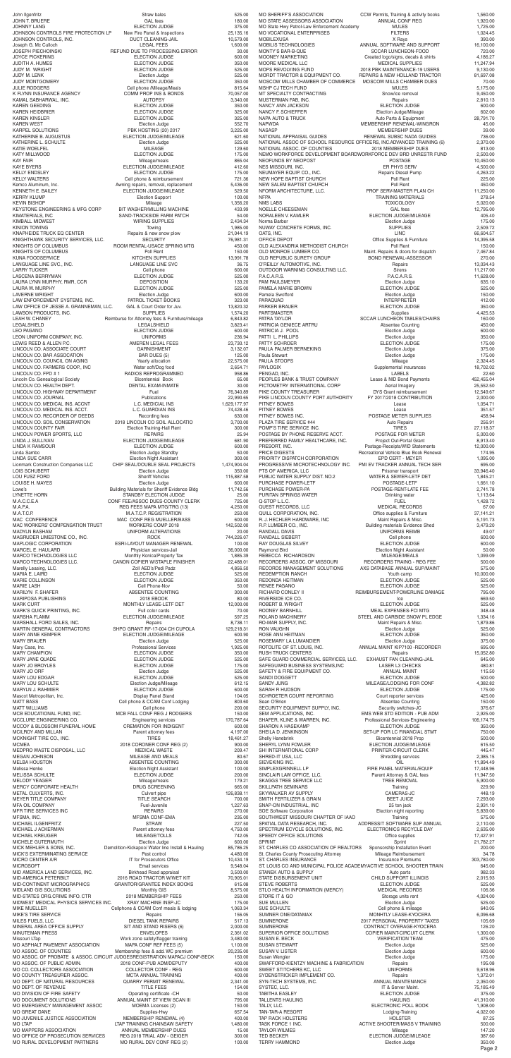| | | |
|---|---|---|
| John Ilgenfritz | Straw bales | 525.00 |
| JOHN T. BRUERE | GAL fees | 180.00 |
| JOHNNY LANG | ELECTION JUDGE | 375.00 |
| JOHNSON CONTROLS FIRE PROTECTION LP | New Fire Panel & Inspections | 25,135.16 |
| JOHNSON CONTROLS, INC. | DUCT CLEANING-JAIL | 15,579.00 |
| Joseph G. Mc Culloch | LEGAL FEES | 1,600.00 |
| JOSEPH PIECHOINSKI | REFUND DUE TO PROCESSING ERROR | 30.00 |
| JOYCE PICKERING | ELECTION JUDGE | 600.00 |
| JUDITH A. HUMES | ELECTION JUDGE | 350.00 |
| JUDY M. WRIGHT | ELECTION JUDGE | 525.00 |
| JUDY M. LENK | Election Judge | 525.00 |
| JUDY MONTGOMERY | ELECTION JUDGE | 350.00 |
| JULIE RODGERS | Cell phone /Mileage/Meals | 815.64 |
| K FLYNN INSURANCE AGENCY | COMM PROP INS & BONDS | 70,057.00 |
| KAMAL SABHARWAL, INC. | AUTOPSY | 3,340.00 |
| KAREN GEEDING | ELECTION JUDGE | 350.00 |
| KAREN HEIDBRIER | ELECTION JUDGE | 325.00 |
| KAREN KINSLER | ELECTION JUDGE | 325.00 |
| KAREN WEST | Election Judge | 552.70 |
| KARPEL SOLUTIONS | PBK HOSTING (20) 2017 | 3,225.00 |
| KATHERINE B. AUGUSTUS | ELECTION JUDGE/MILEAGE | 621.60 |
| KATHERINE L. SCHULTE | Election Judge | 525.00 |
| KATIE WOELFEL | MILEAGE | 129.60 |
| KATY MILLWOOD | ELECTION JUDGE | 175.00 |
| KAY FAIR | Mileage/meals | 865.04 |
| KAYE BYERS | ELECTION JUDGE/MILEAGE | 412.60 |
| KELLY ENDSLEY | ELECTION JUDGE | 175.00 |
| KELLY WALTERS | Cell phone & reimbursement | 721.36 |
| Kemco Aluminum, Inc. | Awning repairs, removal, replacement | 5,436.00 |
| KENNETH E. BAILEY | ELECTION JUDGE/MILEAGE | 529.50 |
| KERRY KLUMP | Election Support | 100.00 |
| KEVIN BISHOP | Mileage | 1,356.20 |
| KEYSTONE ENGINEERING & MFG CORP | BIT WASHER/MILLING MACHINE | 433.99 |
| KIMATERIALS, INC | SAND-TRACKSIDE FARM PATCH | 54.00 |
| KIMBALL MIDWEST | WIRING SUPPLIES | 2,434.34 |
| KINION TOWING | Towing | 1,985.00 |
| KNAPHEIDE TRUCK EQ CENTER | Repairs & new snow plow | 21,044.19 |
| KNIGHTHAWK SECURITY SERVICES, LLC. | SECURITY | 76,981.31 |
| KNIGHTS OF COLUMBUS | ROOM RENTAL-USACE SPRING MTG | 450.00 |
| KNIGHTS OF COLUMBUS | Poll Rent | 150.00 |
| KUNA FOODSERVICE | KITCHEN SUPPLIES | 13,991.78 |
| LANGUAGE LINE SVC., INC. | LANGUAGE LINE SVC | 36.75 |
| LARRY TUCKER | Cell phone | 600.00 |
| LASCENA BERRYMAN | ELECTION JUDGE | 525.00 |
| LAURA LYNN MURPHY, RMR, CCR | DEPOSITION | 133.20 |
| LAURA W. MURPHY | ELECTION JUDGE | 525.00 |
| LAVERNE WRIGHT | Election Judge | 600.00 |
| LAW ENFORCEMENT SYSTEMS, INC. | PATROL TICKET BOOKS | 323.00 |
| LAW OFFICE OF JESSE A. GRANNEMAN, LLC. | GAL & Court Order for Juv. | 13,820.32 |
| LAWSON PRODUCTS, INC. | SUPPLIES | 1,574.20 |
| LEAH W. CHANEY | Reimburse for Attorney fees & Furniture/mileage | 6,843.82 |
| LEGALSHIELD | LEGALSHIELD | 3,823.41 |
| LEO PAGANO | ELECTION JUDGE | 600.00 |
| LEON UNIFORM COMPANY, INC. | UNIFORMS | 236.94 |
| LEWIS REED & ALLEN P.C. | AMEREN LEGAL FEES | 23,730.12 |
| LINCOLN CO. ASSOCIATE COURT | GARNISHMENT | 3,132.07 |
| LINCOLN CO. BAR ASSOCIATION | BAR DUES (5) | 125.00 |
| LINCOLN CO. COUNCIL ON AGING | Yearly allocation | 22,575.00 |
| LINCOLN CO. FARMERS COOP., INC | Water soft/Dog food | 2,654.71 |
| LINCOLN CO. FPD # 1 | RADIOS REPROGRAMMED | 958.86 |
| Lincoln Co. Genealogical Society | Bicentennial Book | 65.00 |
| LINCOLN CO. HEALTH DEPT. | DENTAL EXAM-INMATE | 30.00 |
| LINCOLN CO. HIGHWAY DEPARTMENT | Fuel | 76,340.89 |
| LINCOLN CO. JOURNAL | Publications | 22,990.65 |
| LINCOLN CO. MEDICAL INS. ACCNT | L.C. MEDICAL INS | 1,629,177.97 |
| LINCOLN CO. MEDICAL INS. ACCT. | L.C. GUARDIAN INS | 74,428.46 |
| LINCOLN CO. RECORDER OF DEEDS | Recording fees | 630.00 |
| LINCOLN CO. SOIL CONSERVATION | 2018 LINCOLN CO SOIL ALLOCATIO | 3,700.00 |
| LINCOLN COUNTY FAIR | Election Training-Hall Rent | 300.00 |
| LINCOLN POWER SPORTS, LLC | REPAIRS | 25.94 |
| LINDA J. SULLIVAN | ELECTION JUDGE/MILEAGE | 681.90 |
| LINDA K RAMSOUR | ELECTION JUDGE | 600.00 |
| Linda Sambo | Election Judge Standby | 50.00 |
| LINDA SUE CARR | Election Night Assistant | 300.00 |
| Lionmark Construction Companies LLC | CHIP SEAL/DOUBLE SEAL PROJECTS | 1,474,904.04 |
| LOIS SCHUBERT | Election Judge | 350.00 |
| LOU FUSZ FORD | Sheriff Vehicles | 115,887.58 |
| LOUISE H. MAYES | Election Judge | 600.00 |
| Lowe's | Building Materials for Sheriff Evidence Bldg | 11,742.56 |
| LYNETTE HORN | STANDBY ELECTION JUDGE | 25.00 |
| M.A.C.C.E.A | CONF FEE/ASSOC DUES-COUNTY CLERK | 725.00 |
| M.A.P.A. | REG FEES MAPA MTG/TRG (13) | 4,250.00 |
| M.A.T.C.P. | M.A.T.C.P. REGISTRATION | 250.00 |
| MAC CONFERENCE | MAC CONF REG MUELLER/BASS | 600.00 |
| MAC WORKERS' COMPENSATION TRUST | WORKERS COMP 2018 | 142,502.00 |
| MADYLN BASHAM | UNIFORM ALTERATIONS | 20.00 |
| MAGRUDER LIMESTONE CO., INC. | ROCK | 744,228.07 |
| MAPLOGIC CORPORATION | ESRI-LAYOUT MANAGER RENEWAL | 100.00 |
| MARCEL E. HAULARD | Physician services-Jail | 36,000.00 |
| MARCO TECHNOLOGIES LLC | Monthly Konica/Property Tax | 1,885.39 |
| MARCO TECHNOLOGIES LLC. | CANON COPIER W/STAPLE FINISHER | 22,498.01 |
| Marelly Leasing, LLC. | Zoll AED's/Pedi Padz | 4,856.50 |
| MARIA E. LAIRD | ELECTION JUDGE | 525.00 |
| MARIE COLLINSON | ELECTION JUDGE | 350.00 |
| MARIE LASH | Cell Phone-Nov | 50.00 |
| MARILYN F. SHAFER | ABSENTEE COUNTING | 300.00 |
| MARIPOSA PUBLISHING | 2018 EBOOK | 80.00 |
| MARK CURT | MONTHLY LEASE-LETF DET | 12,000.00 |
| MARK'S QUICK PRINTING, INC. | Full color cards | 70.00 |
| MARSHA FLAMM | ELECTION JUDGE/MILEAGE | 597.25 |
| MARSHALL FORD SALES, INC. | Repairs | 8,738.11 |
| MARTIN GENERAL CONTRACTORS | SHPO GRANT RF-17-004 CH CUPOLA | 129,218.31 |
| MARY ANNE KEMPER | ELECTION JUDGE/MILEAGE | 600.90 |
| MARY BRAUER | Election Judge | 525.00 |
| Mary Case, Inc. | Professional Services | 1,925.00 |
| MARY CHAMPION | ELECTION JUDGE | 350.00 |
| MARY JANE QUADE | ELECTION JUDGE | 525.00 |
| MARY JO BROYLES | ELECTION JUDGE | 175.00 |
| MARY JO ORF | Election Judge | 525.00 |
| MARY LOU EDGAR | ELECTION JUDGE | 525.00 |
| MARY LOU SCHULTE | Election Judge/Mileage | 612.15 |
| MARYLN J. RAHMIER | ELECTION JUDGE | 600.00 |
| Mascot Metropolitan, Inc. | Display Panel Stand | 104.05 |
| MATT BASS | Cell phone & CCAM Conf Lodging | 803.60 |
| MATT WILLIAMS | Cell phone | 200.00 |
| MCB EDUCATIONAL FUND, INC. | MCB FALL CONF REG J RODGERS | 150.00 |
| MCCLURE ENGINEERING CO. | Engineering services | 170,787.64 |
| MCCOY & BLOSSOM FUNERAL HOME | CREMATION FOR INDIGENT | 600.00 |
| MCILROY AND MILLAN | Parent attorney fees | 4,197.00 |
| MCKNIGHT TIRE CO., INC. | TIRES | 18,461.27 |
| MCMEA | 2018 CORONER CONF REG (2) | 900.00 |
| MEDPRO WASTE DISPOSAL, LLC | MEDICAL WASTE | 209.47 |
| MEGAN JOHNSON | MILEAGE AND MEALS | 80.67 |
| MELBA HOUSTON | ABSENTEE COUNTING | 300.00 |
| Melissa Henke | Election Night Assistant | 100.00 |
| MELISSA SCHULTE | ELECTION JUDGE | 200.00 |
| MELODY YEAGER | Mileage/meals | 179.21 |
| MERCY CORPORATE HEALTH | DRUG SCREENING | 665.00 |
| METAL CULVERTS, INC. | Culvert pipe | 126,838.11 |
| MEYER TITLE COMPANY | TITLE SEARCH | 700.00 |
| MFA OIL COMPANY | Fuel-Juvenile | 1,227.63 |
| MFR TIRE SERVICES INC | REPAIRS | 270.00 |
| MFSMA, INC. | MFSMA CONF-EMA | 235.00 |
| MICHAEL ILGENFRITZ | STRAW | 227.50 |
| MICHAEL J ACKERMAN | Parent attorney fees | 4,750.00 |
| MICHAEL KREUGER | MILEAGE/TOLLS | 742.05 |
| MICHELE GUTERMUTH | Election Judge | 600.00 |
| MICK MEHLER & SONS, INC. | Demolition-Kickapoo Water line Install & Hauling | 85,786.25 |
| MICK'S EXTERMINATING SERVICE | Pest control | 4,480.00 |
| MICRO CENTER A/R | IT for Prosecutors Office | 10,434.19 |
| MICROSOFT | Email services | 9,548.04 |
| MID AMERICA LAND SERVICES, INC. | Birkhead Road appraisal | 3,500.00 |
| MID-AMERICA PETERBILT | 2016 ROAD TRACTOR W/WET KIT | 70,905.01 |
| MID-CONTINENT MICROGRAPHICS | GRANTOR/GRANTEE INDEX BOOKS | 615.08 |
| MIDLAND GIS SOLUTIONS | Monthly GIS | 8,575.00 |
| MID-STATES ORG.CRIME INFO.CTR | 2018 MEMBERSHIP FEES | 250.00 |
| MIDWEST MEDICAL PHYSICS SERVICES INC. | XRAY MACHINE INSP-JC | 175.00 |
| MIKE MUELLER | Cellphone & CCAM Conf meals & lodging | 1,063.34 |
| MIKE'S TIRE SERVICE | Repairs | 156.05 |
| MILES FUELS, LLC. | DIESEL TANK REPAIRS | 517.13 |
| MINERAL AREA OFFICE SUPPLY | SIT AND STAND RISERS (6) | 2,000.00 |
| MINUTEMAN PRESS | ENVELOPES | 2,361.02 |
| Missouri LTap | Work zone safety/flagger training | 3,480.00 |
| MO ASPHALT PAVEMENT ASSOCIATION | MAPA CONF REF FEES (5) | 1,100.00 |
| MO ASSOC. OF COUNTIES | Membership fees & add. WC premium | 20,235.00 |
| MO ASSOC. OF PROBATE & ASSOC. CIRCUIT JUDGES | REGISTRATION MAPACJ CONF-BECK | 150.00 |
| MO ASSOC. OF PUBLIC ADMIN. | 2018 CONF-PUB ADM/DEPUTY | 400.00 |
| MO CO. COLLECTORS ASSOCIATION | COLLECTOR CONF - REG | 600.00 |
| MO COUNTY TREASURER ASSOC. | MCTA ANNUAL TRAINING | 400.00 |
| MO DEPT. OF NATURAL RESOURCES | QUARRY PERMIT RENEWAL | 2,341.00 |
| MO DEPT. OF REVENUE | TITLE FEES | 154.00 |
| MO DIVISION OF FIRE SAFETY | Operating certificate -CH | 50.00 |
| MO DOCUMENT SOLUTIONS | ANNUAL MAINT ST VIEW SCAN III | 795.00 |
| MO EMERGENCY MANAGEMENT ASSOC | MOEMA Licenses (2) | 100.00 |
| MO GREAT DANE | Supplies-Hwy | 657.54 |
| MO JUVENILE JUSTICE ASSOCIATION | MEMBERSHIP RENEWAL (4) | 400.00 |
| MO LTAP | LTAP TRAINING CHAINSAW SAFETY | 1,480.00 |
| MO MAPPERS ASSOCIATION | ANNUAL MEMBERSHIP DUES | 15.00 |
| MO OFFICE OF PROSECUTION SERVICES | REG 2018 TRIAL ADV - GEIGER | 300.00 |
| MO RURAL DEVELOPMENT PARTNERS | MO RURAL DEV CONF REG (2) | 100.00 |
| MO SHERIFF'S ASSOCIATION | CCW Permits, Training & activity books | 1,560.00 |
| MO STATE ASSESSORS ASSOCIATION | ANNUAL CONF REG | 1,920.00 |
| MO State Hwy Patrol-Law Enforcement Academy | MULES | 1,725.00 |
| MO VOCATIONAL ENTERPRISES | FILTERS | 1,024.45 |
| MOBILEXUSA | X Rays | 390.00 |
| MOBILIS TECHNOLOGIES | ANNUAL SOFTWARE AND SUPPORT | 16,100.00 |
| MONTY'S BAR-B-QUE | SCCAR LUNCHEON-FOOD | 720.00 |
| MOONEY MARKETING | Created logo/signs, decals & shirts | 4,186.27 |
| MOORE MEDICAL LLC | MEDICAL SUPPLIES | 11,247.94 |
| MOPS REVOLVING FUND | 2018 PBK MAINTENANCE-19 USERS | 9,130.00 |
| MORDT TRACTOR & EQUIPMENT CO. | REPAIRS & NEW HOLLAND TRACTOR | 81,607.08 |
| MOSCOW MILLS CHAMBER OF COMMERCE | MOSCOW MILLS CHAMBER DUES | 70.00 |
| MSHP CJ TECH FUND | MULES | 5,175.00 |
| MT SPECIALTY CONTRACTING | Snowlce removal | 9,450.00 |
| MUSTERMAN FAB, INC. | Repairs | 2,810.13 |
| NANCY ANN JACKSON | ELECTION JUDGE | 600.00 |
| NANCY F. SCHIEFFER | Election Judge/Mileage | 602.00 |
| NAPA AUTO & TRUCK | Auto Parts & Equipment | 28,791.70 |
| NAPWDA | MEMBERSHIP RENEWAL-WINGRON | 45.00 |
| NASASP | MEMBERSHIP DUES | 39.00 |
| NATIONAL APPRAISAL GUIDES | RENEWAL SUBSC NADA GUIDES | 736.00 |
| NATIONAL ASSOC OF SCHOOL RESOURCE OFFICERS, INC. | ADVANCED TRAINING (6) | 2,370.00 |
| NATIONAL ASSOC. OF COUNTIES | 2018 MEMBERSHIP DUES | 813.00 |
| NEMO WORKFORCE DEVELOPMENT BOARD | WORKFORCE DEV BRD UNRESTR FUND | 2,500.00 |
| NEOFUNDS BY NEOPOST | POSTAGE | 10,450.00 |
| NES MISSOURI, INC. | ER PHYS SERV | 4,500.00 |
| NEUMAYER EQUIP. CO., INC. | Repairs Diesel Pump | 4,263.22 |
| NEW HOPE BAPTIST CHURCH | Poll Rent | 225.00 |
| NEW SALEM BAPTIST CHURCH | Poll Rent | 450.00 |
| NFORM ARCHITECTURE, LLC. | PROF SERV-MASTER PLAN CH | 11,250.00 |
| NFPA | TRAINING MATERIALS | 278.54 |
| NMS LABS | TOXICOLOGY | 5,020.00 |
| NOELLE CHEESEMAN | GAL fees | 12,795.00 |
| NORALEEN V. KAMLER | ELECTION JUDGE/MILEAGE | 405.40 |
| Norma Barber | Election Judge | 175.00 |
| NUWAY CONCRETE FORMS, INC. | SUPPLIES | 2,509.72 |
| OATS, INC. | LINC | 66,604.57 |
| OFFICE DEPOT | Office Supplies & Furniture | 14,395.58 |
| OLD ALEXANDRIA METHODIST CHURCH | Poll Rent | 150.00 |
| OLD MONROE LUMBER CO. | Maint. Repairs & doors for dispatch | 7,467.84 |
| OLD REPUBLIC SURETY GROUP | BOND RENEWAL-ASSESSOR | 270.00 |
| O'REILLY AUTOMOTIVE, INC. | Repairs | 13,034.43 |
| OUTDOOR WARNING CONSULTING LLC. | Sirens | 11,217.00 |
| P.A.C.A.R.S. | P.A.C.A.R.S. | 11,628.00 |
| PAM PAULSMEYER | Election Judge | 635.10 |
| PAMELA MARIE BROWN | ELECTION JUDGE | 525.00 |
| Pamela Swofford | Election Judge | 150.00 |
| PARAQUAD | INTERPRETER | 412.00 |
| PARKER BRAUER | ELECTION JUDGE | 350.00 |
| PARTSMASTER | Supplies | 4,425.53 |
| PATRA TAYLOR | SCCAR LUNCHEON TABLES/CHAIRS | 160.00 |
| PATRICIA GENIECE ARTRU | Absentee Counting | 450.00 |
| PATRICIA J. POOL | Election Judge | 600.00 |
| PATTI L. PHILLIPS | Election Judge | 350.00 |
| PATTY SCHRDER | ELECTION JUDGE | 175.00 |
| PAULA PALMER BERNEKING | Election Judge | 375.00 |
| Paula Stewart | Election Judge | 175.00 |
| PAULA STOOPS | Mileage | 2,324.45 |
| PAYLOGIX | Supplemental insurances | 18,702.02 |
| PENGAD, INC. | LABELS | 22.60 |
| PEOPLES BANK & TRUST COMPANY | Lease & NID Bond Payments | 462,455.04 |
| PICTOMETRY INTERNATIONAL CORP | Aerial Imagery | 25,552.50 |
| PIKE COUNTY TREASURER | DYS Grant reimbursement | 12,549.67 |
| PIKE LINCOLN COUNTY PORT AUTHORITY | FY 2017/2018 CONTRIBUTION | 2,000.00 |
| PITNEY BOWES | Lease | 1,054.71 |
| PITNEY BOWES | Lease | 351.57 |
| PITNEY BOWES INC. | POSTAGE METER SUPPLIES | 458.94 |
| PLAZA TIRE SERVICE #44 | Auto Repairs | 256.91 |
| POMP'S TIRE SERVICE INC. | TIRES | 27,118.37 |
| POSTAGE BY PHONE RESERVE ACCT. | POSTAGE FOR METER | 5,000.00 |
| PREFERRED FAMILY HEALTHCARE, INC. | Project Out-Portal Grant | 8,913.40 |
| PRESORT, INC. | Postage-Receipts/WID Statements | 12,000.00 |
| PRICE DIGESTS | Recreational Vehicle Blue Book Renewal | 174.95 |
| PRIORITY DISPATCH CORPORATION | EPD CERT - MEYER | 1,095.00 |
| PROGRESSIVE MICROTECHNOLOGY INC. | PMI EV TRACKER ANNUAL TECH SER | 695.00 |
| PTS OF AMERICA, LLC | Prisoner transport | 33,946.40 |
| PUBLIC WATER SUPPLY DIST. NO.2 | WATER & SEWER-LETF DET | 1,845.21 |
| PURCHASE POWER-LETF | POSTAGE-LETF | 1,661.10 |
| PURCHASE POWER-PA | POSTAGE-RENT-LATE FEE | 2,741.78 |
| PURITAN SPRINGS WATER | Drinking water | 1,113.64 |
| Q-STOP L.L.C. | FUEL | 1,428.72 |
| QUEST RECORDS, LLC | MEDICAL RECORDS | 67.00 |
| QUILL CORPORATION, INC. | Office supplies & Furniture | 37,141.21 |
| R. J. HECHLER HARDWARE, INC | Maint Repairs & Misc. | 5,191.73 |
| R.P. LUMBER CO., INC. | Building materials Evidence Shed | 3,479.20 |
| RANDALL DAVIS | UNIFORMS REIMB | 49.07 |
| RANDALL SIEBERT | Cell phone | 600.00 |
| RAY DOUGLAS SILVEY | ELECTION JUDGE | 600.00 |
| Raymond Bird | Election Night Assistant | 50.00 |
| REBECCA RICHARDSON | MILEAGE/MEALS | 1,099.09 |
| RECORDERS ASSOC. OF MISSOURI | RECORDERS TRAING - REG FEE | 500.00 |
| RECORDS MANAGEMENT SOLUTIONS | AXS DATABASE ANNUAL SUP/MAINT | 575.00 |
| REDEMPTION RANCH | Youth camp | 10,000.00 |
| REDONDA HEITMAN | ELECTION JUDGE | 525.00 |
| RENEE PAGANO | ELECTION JUDGE | 525.00 |
| RICHARD CONLEY II | REIMBURSEMENT-POWERLINE DAMAGE | 795.00 |
| RIVERSIDE ICE CO. | Ice | 669.50 |
| ROBERT B. WRIGHT | ELECTION JUDGE | 525.00 |
| RODNEY BARNHILL | MEAL EXPENSES-FCI MTG | 348.48 |
| ROLAND MACHINERY | STEEL AND CARBIDE SNOW PL EDGE | 1,334.16 |
| RO-MAR SUPPLY, INC. | Maint Repairs & Misc. | 1,879.86 |
| RON VAUGHN | Election Judge | 525.00 |
| ROSE ANN HEITMAN | ELECTION JUDGE | 350.00 |
| ROSEMARY LA LUMANDIER | Election Judge | 375.00 |
| ROTOLITE OF ST. LOUIS, INC. | ANNUAL MAINT KIP7100 -RECORDER | 695.00 |
| RUSH TRUCK CENTERS | Repairs | 15,052.80 |
| SAFE GUARD COMMERCIAL SERVICES, LLC. | EXHAUST FAN CLEANING-JAIL | 645.00 |
| SAFEGUARD BUSINESS SYSTEMS,INC | LASER L3 CHECKS | 480.81 |
| SAFETY & FIRE EQUIPMENT CO. | ANNUAL MAINT | 115.50 |
| SANDI DOGGETT | ELECTION JUDGE | 500.00 |
| SANDY JUNG | MILEAGE/LODGING FOR CONF | 4,382.82 |
| SARAH R HUDSON | ELECTION JUDGE | 175.00 |
| SCHROETER COURT REPORTING | Court reporter services | 425.00 |
| Sean O'Brien | Absentee Counting | 150.00 |
| SECURITY EQUIPMENT SUPPLY, INC. | Security switches-JC | 376.67 |
| SEM APPLICATIONS, INC. | EMS WEB STD EDITION - PUB ADM | 2,925.00 |
| SHAFER, KLINE & WARREN, INC. | Professional Services-Engineering | 106,174.75 |
| SHARON A HASEKAMP | ELECTION JUDGE | 350.00 |
| SHEILA D. JENKINSON | SET-UP FOR LC FINANCIAL STMT | 750.00 |
| Shelly Haneborn | Bicentennial 2018 Prop | 500.00 |
| SHERYL LYNN FOWLER | ELECTION JUDGE/MILEAGE | 615.50 |
| SHI INTERNATIONAL CORP | PRINTER-CIRCUIT CLERK | 445.47 |
| SHRED-IT USA, LLC | Shredding services | 2,365.15 |
| SIEVEKING INC. | OIL | 11,894.49 |
| SIMPLEXGRINNELL LP | FIRE PANEL MATERIAL/EQUIP | 17,448.96 |
| SINCLAIR LAW OFFICE, LLC. | Parent Attorney & GAL fees | 11,947.50 |
| SKAGGS TREE SERVICE LLC | TREE REMOVAL | 5,900.00 |
| SKILLPATH SEMINARS | Training | 229.90 |
| SKYWALKER AV SUPPLY | CAMERAS-JC | 448.19 |
| SMITH FERTILIZER & GRAIN | BEET JUICE | 7,293.00 |
| SNAP-ON INDUSTRIAL, INC | 25 ton jack | 2,931.10 |
| SOE Software Corporation | Election night reporting | 5,839.00 |
| SOUTHWEST MISSOURI CHAPTER OF IAAO | Training | 575.00 |
| SPATIAL DATA RESEARCH, INC. | ADDRESSIT SOFTWARE SUP ANNUAL | 2,110.00 |
| SPECTRUM ECYCLE SOLUTIONS, INC. | ELECTRONICS RECYCLE DAY | 2,635.00 |
| SPEEDY OFFICE SOLUTIONS | Office supplies | 17,427.91 |
| SPRINT | Sprint | 21,782.27 |
| ST. CHARLES CO ASSOCIATION OF REALTORS | Sponsorship Installation Event | 200.00 |
| St. Charles County Prosecuting Attorney | Mileage Reimbursement | 34.78 |
| ST. CHARLES INSURANCE | Insurance Premiums | 303,780.00 |
| ST. LOUIS CO AND MUNICIPAL POLICE ACADEMY | ACTIVE SCHOOL SHOOTER TRAIN | 645.00 |
| STANEK AUTO & SUPPLY | Auto parts | 982.33 |
| STATE DISBURSEMENT UNIT | CHILD SUPPORT ILLINOIS | 2,015.93 |
| STEVE ROBERTS | ELECTION JUDGE | 525.00 |
| STLO HEALTH INFORMATION (MERCY) | MEDICAL RECORDS | 106.36 |
| STORE IT & GO | Storage units rent | 4,024.00 |
| SUE MULLEN | Election Judge | 525.00 |
| SUE SCHULTE | Cell phone & mileage | 640.05 |
| SUMNER ONE/DATAMAX | MONHTLY LEASE-KYOCERA | 6,096.68 |
| SUMNERONE | 2017 PERSONAL PROPERTY TAXES | 105.69 |
| SUMNERONE | CONTRACT OVERAGE-KYOCERA | 126.20 |
| SUPERIOR OFFICE SOLUTIONS | COPIER MAINT-CIRCUIT CLERK | 1,300.00 |
| SUSAN E. BECK | VERIFICATION TEAM | 475.00 |
| SUSAN STEWART | Election Judge | 525.00 |
| SUSAN V. LISTER | Election Judge | 600.00 |
| Susan Wenger | Election Judge | 175.00 |
| SWAFFORD-KIENTZY MACHINE & FABRICATION | Repairs | 195.08 |
| SWEET STITCHES KC, LLC | UNIFORMS | 9,618.96 |
| SYDENSTRICKER IMPLEMENT CO. | Repairs | 1,372.01 |
| SYN-TECH SYSTEMS, INC. | ANNUAL MAINTENANCE | 2,350.00 |
| SYSTEC, LLC. | IT & Server Maint. | 75,185.49 |
| TABITHA EASLEY | ELECTION JUDGE | 375.00 |
| TALLENT'S HAULING | HAULING | 41,310.00 |
| TALLY, LLC. | ELECTRONIC POLL BOOK | 1,908.00 |
| TAN-TAR-A RESORT | Lodging-Training | 4,022.00 |
| TAP RACK HOLSTERS | HOLSTER | 87.25 |
| TASK FORCE 1 INC. | ACTIVE SHOOTER/MASS V TRAINING | 500.00 |
| TAYLOR WILMES | Mileage | 147.20 |
| TED BECKER | ELECTION JUDGE/MILEAGE | 387.60 |
| TERRY HAMMOND | Election Judge | 350.00 |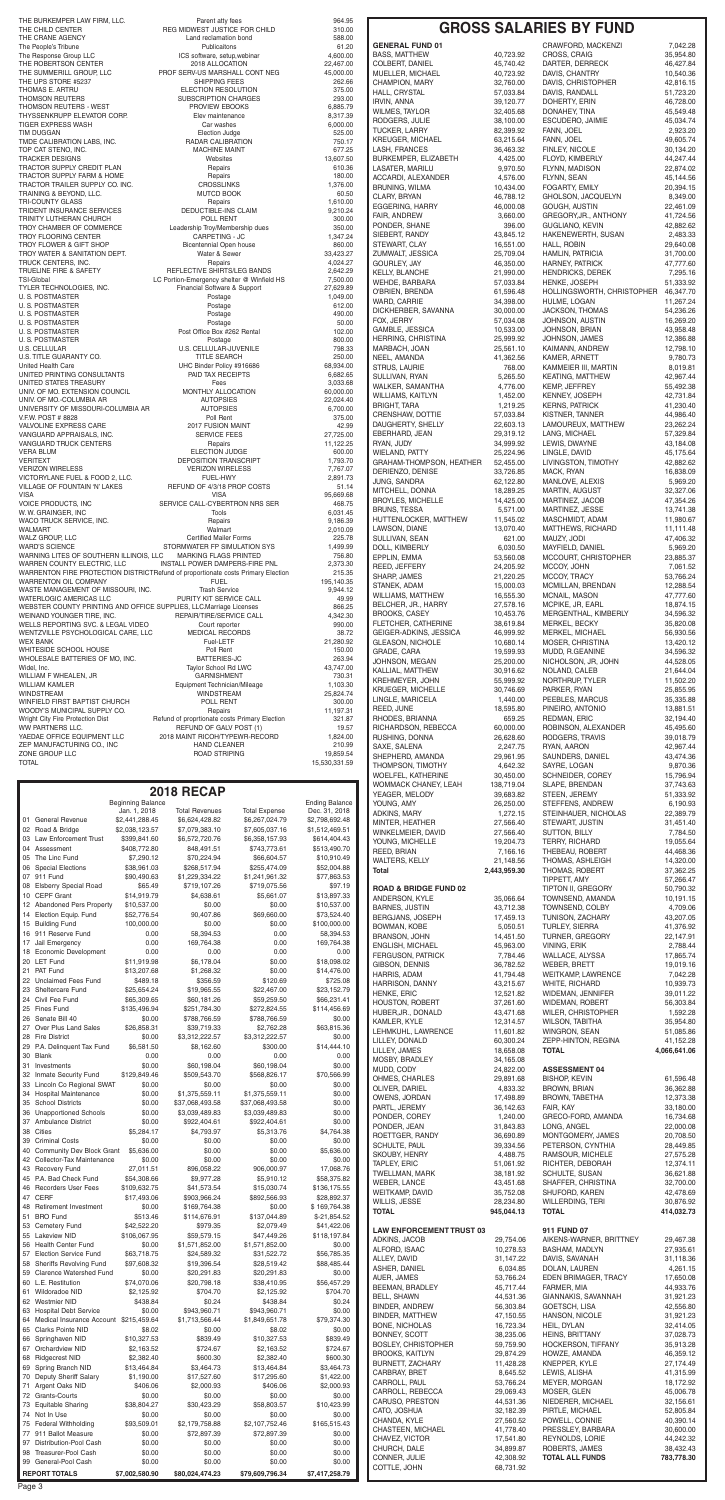| | | |
|---|---|---|
| THE BURKEMPER LAW FIRM, LLC. | Parent atty fees | 964.95 |
| THE CHILD CENTER | REG MIDWEST JUSTICE FOR CHILD | 310.00 |
| THE CRANE AGENCY | Land reclamation bond | 588.00 |
| The People's Tribune | Publicaitons | 61.20 |
| The Response Group LLC | ICS software, setup webinar | 4,600.00 |
| THE ROBERTSON CENTER | 2018 ALLOCATION | 22,467.00 |
| THE SUMMERILL GROUP, LLC | PROF SERV-US MARSHALL CONT NEG | 45,000.00 |
| THE UPS STORE #5237 | SHIPPING FEES | 262.66 |
| THOMAS E. ARTRU | ELECTION RESOLUTION | 375.00 |
| THOMSON REUTERS | SUBSCRIPTION CHARGES | 293.00 |
| THOMSON REUTERS - WEST | PROVIEW EBOOKS | 6,885.79 |
| THYSSENKRUPP ELEVATOR CORP | Elev maintenance | 8,317.39 |
| TIGER EXPRESS WASH | Car washes | 6,000.00 |
| TIM DUGGAN | Election Judge | 525.00 |
| TMDE CALIBRATION LABS, INC. | RADAR CALIBRATION | 750.17 |
| TOP CAT STENO, INC. | MACHINE MAINT | 677.25 |
| TRACKER DESIGNS | Websites | 13,607.50 |
| TRACTOR SUPPLY CREDIT PLAN | Repairs | 610.36 |
| TRACTOR SUPPLY FARM & HOME | Repairs | 180.00 |
| TRACTOR TRAILER SUPPLY CO. INC. | CROSSLINKS | 1,376.00 |
| TRAINING & BEYOND, LLC. | MUTCD BOOK | 60.50 |
| TRI-COUNTY GLASS | Repairs | 1,610.00 |
| TRIDENT INSURANCE SERVICES | DEDUCTIBLE-INS CLAIM | 9,210.24 |
| TRINITY LUTHERAN CHURCH | POLL RENT | 300.00 |
| TROY CHAMBER OF COMMERCE | Leadership Troy/Membership dues | 350.00 |
| TROY FLOORING CENTER | CARPETING - LIC | 1,347.24 |
| TROY FLOWER & GIFT SHOP | Bicentennial Open house | 860.00 |
| TROY WATER & SANITATION DEPT. | Water & Sewer | 33,423.27 |
| TRUCK CENTERS, INC. | Repairs | 4,024.27 |
| TRUELINE FIRE & SAFETY | REFLECTIVE SHIRTS/LEG BANDS | 2,642.29 |
| TSI-Global | LC Portion-Emergency shelter @ Winfield HS | 7,500.00 |
| TYLER TECHNOLOGIES, INC. | Financial Software & Support | 27,629.89 |
| U. S. POSTMASTER | Postage | 1,049.00 |
| U. S. POSTMASTER | Postage | 612.00 |
| U. S. POSTMASTER | Postage | 490.00 |
| U. S. POSTMASTER | Postage | 50.00 |
| U. S. POSTMASTER | Post Office Box #262 Rental | 102.00 |
| U. S. POSTMASTER | Postage | 800.00 |
| U.S. CELLULAR | U.S. CELLULAR-JUVENILE | 798.33 |
| U.S. TITLE GUARANTY CO. | TITLE SEARCH | 250.00 |
| United Health Care | UHC Binder Policy #916686 | 68,934.00 |
| UNITED PRINTING CONSULTANTS | PAID TAX RECEIPTS | 6,682.65 |
| UNITED STATES TREASURY | Fees | 3,033.68 |
| UNIV. OF MO. EXTENSION COUNCIL | MONTHLY ALLOCATION | 60,000.00 |
| UNIV. OF MO.-COLUMBIA AR | AUTOPSIES | 22,024.40 |
| UNIVERSITY OF MISSOURI-COLUMBIA AR | AUTOPSIES | 6,700.00 |
| V.F.W. POST # 8828 | Poll Rent | 375.00 |
| VALVOLINE EXPRESS CARE | 2017 FUSION MAINT | 42.99 |
| VANGUARD APPRAISALS, INC. | SERVICE FEES | 27,725.00 |
| VANGUARD TRUCK CENTERS | Repairs | 11,122.25 |
| VERA BLUM | ELECTION JUDGE | 600.00 |
| VERITEXT | DEPOSITION TRANSCRIPT | 1,793.70 |
| VERIZON WIRELESS | VERIZON WIRELESS | 7,767.07 |
| VICTORYLANE FUEL & FOOD 2, LLC. | FUEL-HWY | 2,891.73 |
| VILLAGE OF FOUNTAIN N' LAKES | REFUND OF 4/3/18 PROP COSTS | 51.14 |
| VISA | VISA | 95,669.68 |
| VOICE PRODUCTS, INC | SERVICE CALL-CYBERTRON NRS SER | 468.75 |
| W. W. GRAINGER, INC | Tools | 6,031.45 |
| WACO TRUCK SERVICE, INC. | Repairs | 9,186.39 |
| WALMART | Walmart | 2,010.09 |
| WALZ GROUP, LLC | Certified Mailer Forms | 225.78 |
| WARD'S SCIENCE | STORMWATER FP SIMULATION SYS | 1,499.99 |
| WARNING LITES OF SOUTHERN ILLINOIS, LLC | MARKING FLAGS PRINTED | 756.80 |
| WARREN COUNTY ELECTRIC, LLC | INSTALL POWER DAMPERS-FIRE PNL | 2,373.30 |
| WARRENTON FIRE PROTECTION DISTRICT | Refund of proportionate costs Primary Election | 215.35 |
| WARRENTON OIL COMPANY | FUEL | 195,140.35 |
| WASTE MANAGEMENT OF MISSOURI, INC. | Trash Service | 9,944.12 |
| WATERLOGIC AMERICAS LLC | PURITY KIT SERVICE CALL | 49.99 |
| WEBSTER COUNTY PRINTING AND OFFICE SUPPLIES, LLC. | Marriage Licenses | 866.25 |
| WEINAND YOUNGER TIRE, INC. | REPAIR/TIRE SERVICE | 4,342.30 |
| WELLS REPORTING SVC. & LEGAL VIDEO | Court reporter | 990.00 |
| WENTZVILLE PSYCHOLOGICAL CARE, LLC | MEDICAL RECORDS | 38.72 |
| WEX BANK | Fuel-LEF | 21,280.92 |
| WHITESIDE SCHOOL HOUSE | Poll Rent | 150.00 |
| WHOLESALE BATTERIES OF MO, INC. | BATTERIES-JC | 263.94 |
| Widel, Inc. | Taylor School Rd LWC | 43,747.00 |
| WILLIAM F WHEALEN, JR | GARNISHMENT | 730.31 |
| WILLIAM KAMLER | Equipment Technician/Mileage | 1,103.30 |
| WINDSTREAM | WINDSTREAM | 25,824.74 |
| WINFIELD FIRST BAPTIST CHURCH | POLL RENT | 300.00 |
| WOODY'S MUNICIPAL SUPPLY CO. | Repairs | 11,197.31 |
| Wright City Fire Protection Dist | Refund of proportionate costs Primary Election | 321.87 |
| WW PARTNERS LLC | REFUND OF GALV POST (1) | 19.57 |
| YAEDAE OFFICE EQUIPMENT LLC | 2018 MAINT RICOH/TYPEWR-RECORD | 1,824.00 |
| ZEP MANUFACTURING CO., INC | HAND CLEANER | 210.99 |
| ZONE GROUP LLC | ROAD STRIPING | 19,859.54 |
| TOTAL | | 15,530,331.59 |

## 2018 RECAP

| | | Beginning Balance Jan. 1, 2018 | Total Revenues | Total Expense | Ending Balance Dec. 31, 2018 |
|---|---|---|---|---|---|
| 01 | General Revenue | $2,441,288.45 | $6,624,428.82 | $6,267,024.79 | $2,798,692.48 |
| 02 | Road & Bridge | $2,038,123.57 | $7,079,383.10 | $7,605,037.16 | $1,512,469.51 |
| 03 | Law Enforcement Trust | $399,841.60 | $6,572,720.76 | $6,358,157.93 | $614,404.43 |
| 04 | Assessment | $408,772.80 | 848,491.51 | $743,773.61 | $513,490.70 |
| 05 | The Linc Fund | $7,290.12 | $70,224.94 | $66,604.57 | $10,910.49 |
| 06 | Special Elections | $38,961.03 | $268,517.94 | $255,474.09 | $52,004.88 |
| 07 | 911 Fund | $90,490.63 | $1,229,334.22 | $1,241,961.32 | $77,863.53 |
| 08 | Elsberry Special Road | $65.49 | $719,107.26 | $719,075.56 | $97.19 |
| 10 | CEPF Grant | $14,919.79 | $4,638.61 | $5,661.07 | $13,897.33 |
| 12 | Abandoned Pers Property | $10,537.00 | $0.00 | $0.00 | $10,537.00 |
| 14 | Election Equip. Fund | $52,776.54 | 90,407.86 | $69,660.00 | $73,524.40 |
| 15 | Building Fund | 100,000.00 | $0.00 | $0.00 | $100,000.00 |
| 16 | 911 Reserve Fund | 0.00 | 58,394.53 | 0.00 | 58,394.53 |
| 17 | Jail Emergency | 0.00 | 169,764.38 | 0.00 | 169,764.38 |
| 18 | Economic Development | 0.00 | 0.00 | 0.00 | 0.00 |
| 20 | LET Fund | $11,919.98 | $6,178.04 | $0.00 | $18,098.02 |
| 21 | PAT Fund | $13,207.68 | $1,268.32 | $0.00 | $14,476.00 |
| 22 | Unclaimed Fees Fund | $489.18 | $356.59 | $120.69 | $725.08 |
| 23 | Sheltercare Fund | $25,654.24 | $19,965.55 | $22,467.00 | $23,152.79 |
| 24 | Civil Fee Fund | $65,309.65 | $60,181.26 | $59,259.50 | $66,231.41 |
| 25 | Fines Fund | $135,496.94 | $251,784.30 | $272,824.55 | $114,456.69 |
| 26 | Senate Bill 40 | $0.00 | $788,766.59 | $788,766.59 | $0.00 |
| 27 | Over Plus Land Sales | $26,858.31 | $39,719.33 | $2,762.28 | $63,815.36 |
| 28 | Fire District | $0.00 | $3,312,222.57 | $3,312,222.57 | $0.00 |
| 29 | P.A. Delinquent Tax Fund | $6,581.50 | $8,162.60 | $300.00 | $14,444.10 |
| 30 | Blank | 0.00 | 0.00 | 0.00 | 0.00 |
| 31 | Investments | $0.00 | $60,198.04 | $60,198.04 | $0.00 |
| 32 | Inmate Security Fund | $129,849.49 | $509,543.70 | $568,826.17 | $70,566.99 |
| 33 | Lincoln Co Regional SWAT | $0.00 | $0.00 | $0.00 | $0.00 |
| 34 | Hospital Maintenance | $0.00 | $1,375,559.11 | $1,375,559.11 | $0.00 |
| 35 | School Districts | $0.00 | $37,068,493.58 | $37,068,493.58 | $0.00 |
| 36 | Unapportioned Schools | $0.00 | $3,039,489.83 | $3,039,489.83 | $0.00 |
| 37 | Ambulance District | $0.00 | $922,404.61 | $922,404.61 | $0.00 |
| 38 | Cities | $5,284.17 | $4,793.97 | $5,313.76 | $4,764.38 |
| 39 | Criminal Costs | $0.00 | $0.00 | $0.00 | $0.00 |
| 40 | Community Dev Block Grant | $5,636.00 | $0.00 | $0.00 | $5,636.00 |
| 42 | Collector-Tax Maintenance | $0.00 | $0.00 | $0.00 | $0.00 |
| 43 | Recovery Fund | 27,011.51 | 896,058.22 | 906,000.97 | 17,068.76 |
| 45 | P.A. Bad Check Fund | $54,308.66 | $9,977.28 | $5,910.12 | $58,375.82 |
| 46 | Recorders User Fees | $109,632.75 | $41,573.54 | $15,030.74 | $136,175.55 |
| 47 | CERF | $17,493.06 | $903,966.24 | $892,566.93 | $28,892.37 |
| 48 | Retirement Investment | $0.00 | $169,764.38 | $0.00 | $ 169,764.38 |
| 51 | BRO Fund | $513.49 | $114,676.91 | $137,044.89 | $-21,854.52 |
| 53 | Cemetery Fund | $42,522.20 | $979.35 | $2,079.49 | $41,422.06 |
| 55 | Lakeview MID | $106,067.95 | $59,579.15 | $47,449.26 | $118,197.84 |
| 56 | Health Center Fund | $0.00 | $1,571,852.00 | $1,571,852.00 | $0.00 |
| 57 | Election Service Fund | $63,718.75 | $24,589.32 | $31,522.72 | $56,785.35 |
| 58 | Sheriffs Revolving Fund | $97,608.32 | $119,396.54 | $28,519.42 | $88,485.44 |
| 59 | Clarence Watershed Fund | $0.00 | $20,291.83 | $20,291.83 | $0.00 |
| 60 | L.E. Restitution | $74,070.06 | $20,798.18 | $38,410.95 | $56,457.29 |
| 61 | Wildcrabse NID | $2,125.92 | $704.70 | $2,125.92 | $704.70 |
| 62 | Westmeir NID | $438.84 | $0.24 | $438.84 | $0.24 |
| 63 | Hospital Debt Service | $0.00 | $943,960.71 | $943,960.71 | $0.00 |
| 64 | Medical Insurance Account | $215,459.64 | $1,713,566.44 | $1,849,651.78 | $79,374.30 |
| 65 | Clarks Pointe NID | $8.02 | $0.00 | $8.02 | $0.00 |
| 66 | Springhaven NID | $10,327.53 | $839.49 | $10,327.53 | $839.49 |
| 67 | Orchardview NID | $2,163.52 | $724.67 | $2,163.52 | $724.67 |
| 68 | Ridgecrest NID | $2,382.40 | $600.30 | $2,382.40 | $600.30 |
| 69 | Spring Branch NID | $13,464.84 | $3,464.73 | $13,464.84 | $3,464.73 |
| 70 | Deputy Sheriff Salary | $1,190.00 | $17,527.60 | $17,295.60 | $1,422.00 |
| 71 | Argent Oaks NID | $406.06 | $2,000.93 | $406.06 | $2,000.93 |
| 72 | Grants-Courts | $0.00 | $0.00 | $0.00 | $0.00 |
| 73 | Equitable Sharing | $38,804.27 | $30,423.29 | $58,803.57 | $10,423.99 |
| 74 | Not In Use | $0.00 | $0.00 | $0.00 | $0.00 |
| 75 | Federal Withholding | $93,509.01 | $2,179,758.88 | $2,107,752.46 | $165,515.43 |
| 77 | 911 Ballot Measure | $0.00 | $72,897.39 | $72,897.39 | $0.00 |
| 97 | Distribution-Pool Cash | $0.00 | $0.00 | $0.00 | $0.00 |
| 98 | Treasurer-Pool Cash | $0.00 | $0.00 | $0.00 | $0.00 |
| 99 | General-Pool Cash | $0.00 | $0.00 | $0.00 | $0.00 |
| | **REPORT TOTALS** | **$7,002,580.90** | **$80,024,474.23** | **$79,609,796.34** | **$7,417,258.79** |

# GROSS SALARIES BY FUND

### GENERAL FUND 01

| | |
|---|---|
| BASS, MATTHEW | 40,723.92 |
| COLBERT, DANIEL | 45,740.42 |
| MUELLER, MICHAEL | 40,723.92 |
| CHAMPION, MARY | 32,760.60 |
| HALL, CRYSTAL | 57,033.84 |
| IRVIN, ANNA | 39,120.77 |
| WILMES, TAYLOR | 32,405.68 |
| RODGERS, JULIE | 38,100.00 |
| TUCKER, LARRY | 82,399.92 |
| KRUEGER, MICHAEL | 63,215.64 |
| LASH, FRANCES | 36,463.32 |
| BURKEMPER, ELIZABETH | 4,425.00 |
| LASATER, MARILU | 9,970.50 |
| ACCARDI, ALEXANDER | 4,576.00 |
| BRUNING, WILMA | 10,434.00 |
| CLARY, BRYAN | 46,788.12 |
| EGGERING, HARRY | 46,000.08 |
| FAIR, ANDREW | 3,660.00 |
| PONDER, SHANE | 396.00 |
| SIEBERT, RANDY | 43,845.12 |
| STEWART, CLAY | 16,551.00 |
| ZUMWALT, JESSICA | 25,709.04 |
| GOURLEY, JAY | 46,350.00 |
| KELLY, BLANCHE | 21,990.00 |
| WEHDE, BARBARA | 57,033.84 |
| O'BRIEN, BRENDA | 61,596.48 |
| WARD, CARRIE | 34,398.00 |
| DICKHERBER, SAVANNA | 30,000.00 |
| FOX, JERRY | 57,034.08 |
| GAMBLE, JESSICA | 10,533.00 |
| HERRING, CHRISTINA | 25,999.92 |
| MARBACH, JOAN | 25,561.10 |
| NEEL, AMANDA | 41,362.56 |
| STRUS, LAURIE | 768.00 |
| SULLIVAN, RYAN | 5,265.50 |
| WALKER, SAMANTHA | 4,776.00 |
| WILLIAMS, KAITLYN | 1,452.00 |
| BRIGHT, TARA | 1,219.25 |
| CRENSHAW, DOTTIE | 57,033.84 |
| DAUGHERTY, SHELLY | 22,603.13 |
| EBERHARD, JEAN | 29,319.12 |
| RYAN, JUDY | 34,999.92 |
| WIELAND, PATTY | 25,224.96 |
| GRAHAM-THOMPSON, HEATHER | 52,455.12 |
| DERIENZO, DENISE | 33,726.85 |
| JUNG, SANDRA | 62,122.80 |
| MITCHELL, DONNA | 18,289.25 |
| BROYLES, MICHELLE | 14,425.00 |
| BRUNS, TESSA | 5,571.00 |
| HUTTENLOCKER, MATTHEW | 11,545.02 |
| LAWSON, DIANE | 13,070.40 |
| SULLIVAN, SEAN | 621.00 |
| DOLL, KIMBERLY | 6,030.50 |
| EPPLIN, EMMA | 53,560.08 |
| REED, JEFFERY | 24,205.92 |
| SHARP, JAMES | 21,220.25 |
| STANEK, ADAM | 15,000.03 |
| WILLIAMS, MATTHEW | 16,555.30 |
| BELCHER, JR., HARRY | 27,578.16 |
| BROOKS, CASEY | 10,453.76 |
| FLETCHER, CATHERINE | 38,619.84 |
| GEIGER-ADKINS, JESSICA | 46,999.92 |
| GLEASON, NICOLE | 10,680.14 |
| GRADE, CARA | 19,599.93 |
| JOHNSON, MEGAN | 25,200.00 |
| KALLIAL, MATTHEW | 30,916.62 |
| KREHMEYER, JOHN | 55,999.92 |
| KRUEGER, MICHELLE | 30,746.69 |
| LINGLE, MARCELA | 1,440.00 |
| REED, JUNE | 18,595.80 |
| RHODES, BRIANNA | 659.25 |
| RICHARDSON, REBECCA | 60,000.00 |
| RUSHING, DONNA | 26,628.60 |
| SAXE, SALENA | 2,247.75 |
| SHEPHERD, AMANDA | 29,961.95 |
| THOMPSON, TIMOTHY | 4,642.30 |
| WOELFEL, KATHERINE | 30,450.00 |
| WOMMACK CHANEY, LEAH | 138,719.04 |
| YEAGER, MELODY | 39,683.82 |
| YOUNG, AMY | 26,250.00 |
| ADKINS, MARY | 1,272.15 |
| MINTER, HEATHER | 27,566.40 |
| WINKELMEIER, DAVID | 27,566.40 |
| YOUNG, MICHELLE | 19,204.73 |
| REED, BRIAN | 7,166.16 |
| WALTERS, KELLY | 21,148.56 |
| **Total** | **2,443,959.30** |

### ROAD & BRIDGE FUND 02

| | |
|---|---|
| ANDERSON, KYLE | 35,066.64 |
| BARNES, JUSTIN | 43,172.38 |
| BERGJANS, JOSEPH | 17,459.13 |
| BOWMAN, KOBE | 5,050.51 |
| BRANSON, JOHN | 14,451.50 |
| ENGLISH, MICHAEL | 45,963.00 |
| FERGUSON, PATRICK | 7,784.46 |
| GIBSON, DENNIS | 36,782.52 |
| HARRIS, ADAM | 41,794.48 |
| HARRISON, DANNY | 43,215.67 |
| HENKE, ERIC | 12,521.82 |
| HOUSTON, ROBERT | 37,261.60 |
| HUBER,JR., DONALD | 43,471.68 |
| KAMLER, KYLE | 12,314.57 |
| LEHMKUHL, LAWRENCE | 11,601.82 |
| LILLEY, DONALD | 60,300.24 |
| LILLEY, JAMES | 18,658.08 |
| MOSBY, BRADLEY | 34,165.08 |
| MUDD, CODY | 24,822.00 |
| OHMES, CHARLES | 29,891.68 |
| OLIVER, DANIEL | 4,833.32 |
| OWENS, JORDAN | 17,498.89 |
| PARTL, JEREMY | 36,142.63 |
| PONDER, COREY | 1,240.00 |
| PONDER, JEAN | 31,843.83 |
| ROETTGER, RANDY | 36,690.89 |
| SCHULTE, PAUL | 39,334.56 |
| SKOUBY, HENRY | 4,488.75 |
| TAPLEY, ERIC | 51,061.92 |
| TWELLMAN, MARK | 38,181.92 |
| WEBER, LANCE | 43,451.68 |
| WEITKAMP, DAVID | 35,752.08 |
| WILLIS, JESSE | 28,234.90 |
| **TOTAL** | **945,044.13** |

### LAW ENFORCEMENT TRUST 03

| | |
|---|---|
| ADKINS, JACOB | 29,754.06 |
| ALFORD, ISAAC | 10,278.53 |
| ALLEY, DAVID | 31,147.22 |
| ASHER, DANIEL | 6,034.85 |
| AUER, JAMES | 53,766.24 |
| BEEMAN, BRADLEY | 45,717.44 |
| BELL, SHAWN | 44,531.36 |
| BINDER, ANDREW | 56,303.84 |
| BINDER, MATTHEW | 47,150.55 |
| BONE, NICHOLAS | 16,723.34 |
| BONNEY, SCOTT | 38,235.06 |
| BOSLEY, CHRISTOPHER | 59,759.90 |
| BROOKS, KAITLYN | 29,874.29 |
| BURNETT, ZACHARY | 11,428.28 |
| CARBRAY, BRET | 8,645.52 |
| CARROLL, PAUL | 53,766.24 |
| CARROLL, REBECCA | 29,069.43 |
| CARUSO, PRESTON | 44,531.36 |
| CATO, JOSHUA | 32,182.39 |
| CHANDA, KYLE | 27,560.52 |
| CHASTEEN, MICHAEL | 41,778.40 |
| CHAVEZ, VICTOR | 17,541.80 |
| CHURCH, DALE | 34,899.87 |
| CONNER, JULIE | 42,308.92 |
| COTTLE, JOHN | 68,731.92 |
| CRAWFORD, MACKENZI | 7,042.28 |
| CROSS, CRAIG | 35,954.80 |
| DARTER, DERRECK | 46,427.84 |
| DAVIS, CHANTRY | 10,540.36 |
| DAVIS, CHRISTOPHER | 42,816.15 |
| DAVIS, RANDALL | 51,723.20 |
| DOHERTY, ERIN | 46,728.00 |
| DONAHEY, TINA | 45,549.48 |
| ESCUDERO, JAIMIE | 45,034.70 |
| FANN, JOEL | 2,923.20 |
| FANN, JOEL | 49,605.74 |
| FINLEY, NICOLE | 30,134.20 |
| FLOYD, KIMBERLY | 44,247.44 |
| FLYNN, MADISON | 22,874.02 |
| FLYNN, SEAN | 45,144.56 |
| FOGARTY, EMILY | 20,394.15 |
| GHOLSON, JACQUELYN | 8,349.00 |
| GOUGH, AUSTIN | 22,461.09 |
| GREGORY,JR., ANTHONY | 41,724.56 |
| GUGLIANO, KEVIN | 42,882.62 |
| HAKENEWERTH, SUSAN | 2,483.33 |
| HALL, ROBIN | 29,640.08 |
| HAMLIN, PATRICIA | 31,700.00 |
| HARNEY, PATRICK | 47,777.60 |
| HENDRICKS, DEREK | 7,295.16 |
| HENKE, JOSEPH | 51,333.92 |
| HOLLINGSWORTH, CHRISTOPHER | 46,347.70 |
| HULME, LOGAN | 11,267.24 |
| JACKSON, THOMAS | 54,236.26 |
| JOHNSON, AUSTIN | 16,269.20 |
| JOHNSON, BRIAN | 43,958.48 |
| JOHNSON, JAMES | 12,386.88 |
| KAIMANN, ANDREW | 12,798.10 |
| KAMER, ARNETT | 9,780.73 |
| KAMMEIER III, MARTIN | 8,019.81 |
| KEATING, MATTHEW | 42,867.44 |
| KEMP, JEFFREY | 55,492.38 |
| KENNEY, JOSEPH | 42,731.84 |
| KERNS, PATRICK | 41,230.40 |
| KISTNER, TANNER | 44,986.40 |
| LAMOUREUX, MATTHEW | 23,262.24 |
| LEAR, EDWARD | 57,329.84 |
| LEWIS, DWAYNE | 43,184.08 |
| LINGLE, DAVID | 45,175.64 |
| LIVINGSTON, TIMOTHY | 42,882.62 |
| MACK, RYAN | 16,838.09 |
| MANLOVE, ALEXIS | 5,969.20 |
| MARTIN, AUGUST | 32,327.06 |
| MARTINEZ, JACOB | 47,354.26 |
| MARTINEZ, JESSE | 13,741.38 |
| MASCHMIDT, ADAM | 11,980.67 |
| MATTHEWS, RICHARD | 11,111.48 |
| MAUZY, JODI | 47,406.32 |
| MAYFIELD, DANIEL | 5,969.20 |
| MCCOURT, CHRISTOPHER | 23,865.37 |
| MCCOY, JOHN | 7,061.52 |
| MCCOY, TRACY | 53,766.24 |
| MCMILLAN, BRENDAN | 12,288.54 |
| MCNAIL, MASON | 47,777.60 |
| MCPIKE, JR, EARL | 18,874.15 |
| MERGENTHAL, KIMBERLY | 34,596.32 |
| MERKEL, BECKY | 35,820.08 |
| MERKEL, MICHAEL | 56,930.56 |
| MOSER, CHRISTINA | 13,420.12 |
| MUDD, R.GEANINE | 34,596.32 |
| NICHOLSON, JR, JOHN | 44,528.05 |
| NOLAND, CALEB | 21,644.04 |
| NORTHRUP, TYLER | 11,502.15 |
| PARKER, RYAN | 25,855.95 |
| PEEBLES, MARCUS | 35,335.88 |
| PINEIRO, ANTONIO | 13,881.51 |
| REDMAN, ERIC | 32,194.40 |
| ROBINSON, ALEXANDER | 45,495.60 |
| RODGERS, TRAVIS | 39,018.79 |
| RYAN, AARON | 42,967.44 |
| SAUNDERS, DANIEL | 43,474.36 |
| SAYRE, LOGAN | 9,870.36 |
| SCHNEIDER, COREY | 15,796.94 |
| SLAPE, BRENDAN | 37,743.63 |
| STEEN, JEREMY | 51,333.92 |
| STEFFENS, ANDREW | 6,190.93 |
| STEINHAUER, NICHOLAS | 22,389.79 |
| STEWART, JUSTIN | 31,451.40 |
| SUTTON, BILLY | 7,784.50 |
| TERRY, RICHARD | 19,055.64 |
| THEBEAU, ROBERT | 44,468.36 |
| THOMAS, ASHLEIGH | 14,320.00 |
| THOMAS, ROBERT | 37,962.25 |
| TIPPETT, AMY | 57,266.47 |
| TIPTON II, GREGORY | 50,790.32 |
| TOWNSEND, AMANDA | 10,191.15 |
| TOWNSEND, COLBY | 4,709.06 |
| TUNISON, ZACHARY | 43,207.05 |
| TURLEY, SIERRA | 41,376.92 |
| TURNER, GREGORY | 22,147.91 |
| VINING, ERIK | 2,788.44 |
| WALLACE, ALYSSA | 17,865.74 |
| WEBER, BRETT | 19,019.16 |
| WEITKAMP, LAWRENCE | 7,042.28 |
| WHITE, RICHARD | 10,939.73 |
| WIDEMAN, JENNIFER | 39,011.22 |
| WIDEMAN, ROBERT | 56,303.84 |
| WILER, CHRISTOPHER | 1,592.28 |
| WILSON, TABITHA | 35,954.80 |
| WINGRON, SEAN | 51,085.86 |
| ZEPP-HINTON, REGINA | 41,152.28 |
| **TOTAL** | **4,066,641.06** |

### ASSESSMENT 04

| | |
|---|---|
| BISHOP, KEVIN | 61,596.48 |
| BROWN, BRIAN | 36,362.88 |
| BROWN, TABETHA | 12,373.38 |
| FAIR, KAY | 33,180.00 |
| GRECO-FORD, AMANDA | 16,734.68 |
| LONG, ANGEL | 22,000.08 |
| MONTGOMERY, JAMES | 20,708.50 |
| PETERSON, CYNTHIA | 28,449.85 |
| RAMSOUR, MICHELE | 27,575.28 |
| RICHTER, DEBORAH | 12,374.11 |
| SCHULTE, SUSAN | 36,621.88 |
| SHAFFER, CHRISTINA | 32,700.00 |
| SHUFORD, KAREN | 42,478.69 |
| WILLERDING, TERI | 30,876.92 |
| **TOTAL** | **414,032.73** |

### 911 FUND 07

| | |
|---|---|
| AIKENS-WARNER, BRITTNEY | 29,467.38 |
| BASHAM, MADLYN | 27,935.61 |
| DAVIS, SAVANAH | 31,118.36 |
| DOLAN, LAUREN | 4,261.15 |
| EDEN BRIMAGER, TRACY | 17,650.08 |
| FARMER, MIA | 44,933.76 |
| GIANNAKIS, SAVANNAH | 31,921.23 |
| GOETSCH, LISA | 42,556.80 |
| HANSON, NICOLE | 31,921.23 |
| HEIL, DYLAN | 32,414.05 |
| HEINS, BRITTANY | 37,028.73 |
| HOCKERSON, TIFFANY | 35,913.28 |
| HOWZE, AMANDA | 46,359.12 |
| KNEPPER, KYLE | 27,174.49 |
| LEWIS, ALISHA | 41,315.99 |
| MEYER, MORGAN | 18,172.92 |
| MOSER, GLEN | 45,006.78 |
| NIEDERER, MICHAEL | 32,156.61 |
| PIRTLE, MICHAEL | 52,805.84 |
| POWELL, CONNIE | 40,390.14 |
| PRESSLEY, BARBARA | 30,600.00 |
| REYNOLDS, LORIE | 44,242.32 |
| ROBERTS, JAMES | 38,432.43 |
| **TOTAL ALL FUNDS** | **783,778.30** |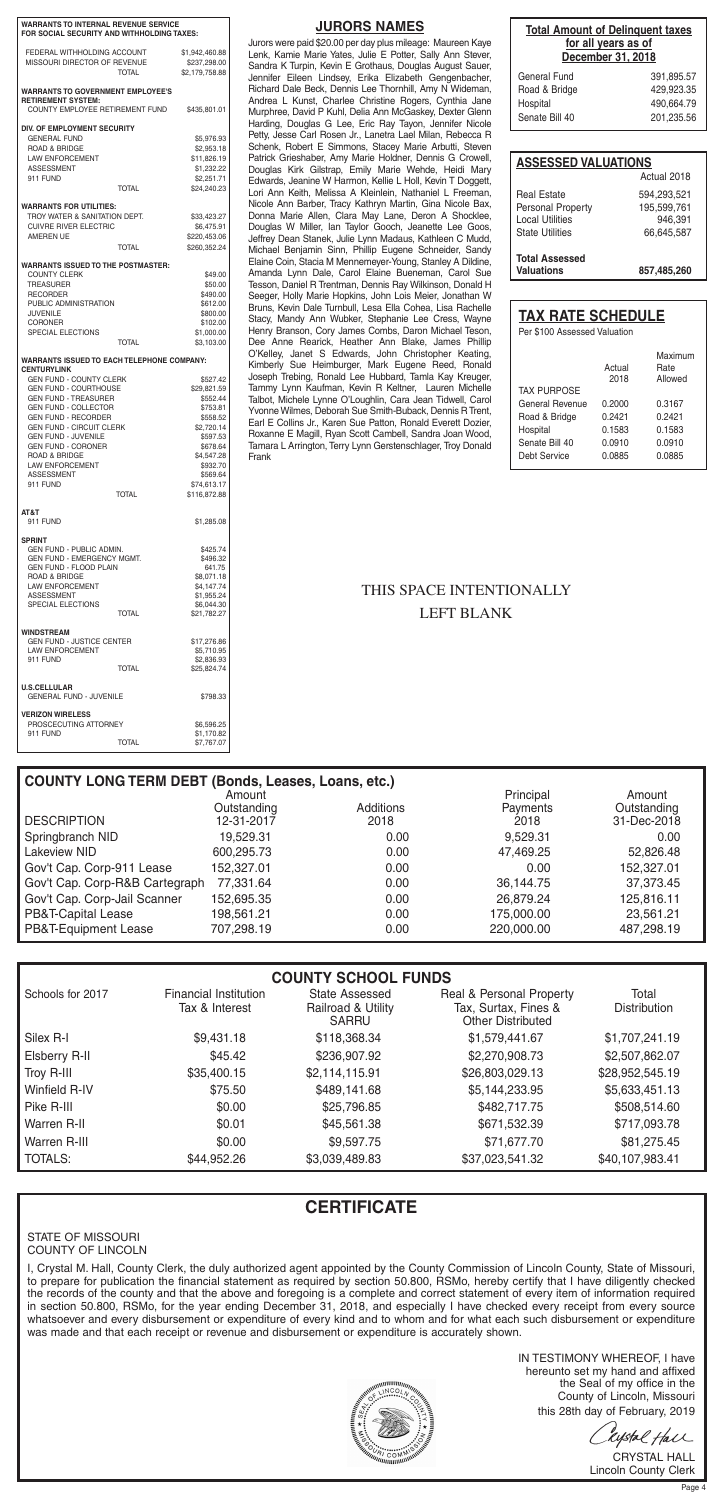## WARRANTS TO INTERNAL REVENUE SERVICE FOR SOCIAL SECURITY AND WITHHOLDING TAXES:

| | | |
|---|---|---|
| FEDERAL WITHHOLDING ACCOUNT | | $1,942,460.88 |
| MISSOURI DIRECTOR OF REVENUE | | $237,298.00 |
| | TOTAL | $2,179,758.88 |

## WARRANTS TO GOVERNMENT EMPLOYEE'S RETIREMENT SYSTEM:

| | | |
|---|---|---|
| COUNTY EMPLOYEE RETIREMENT FUND | | $435,801.01 |

## DIV. OF EMPLOYMENT SECURITY

| | | |
|---|---|---|
| GENERAL FUND | | $5,976.93 |
| ROAD & BRIDGE | | $2,953.18 |
| LAW ENFORCEMENT | | $11,826.19 |
| ASSESSMENT | | $1,232.22 |
| 911 FUND | | $2,251.71 |
| | TOTAL | $24,240.23 |

## WARRANTS FOR UTILITIES:

| | | |
|---|---|---|
| TROY WATER & SANITATION DEPT. | | $33,423.27 |
| CUIVRE RIVER ELECTRIC | | $6,475.91 |
| AMEREN UE | | $220,453.06 |
| | TOTAL | $260,352.24 |

## WARRANTS ISSUED TO THE POSTMASTER:

| | | |
|---|---|---|
| COUNTY CLERK | | $49.00 |
| TREASURER | | $50.00 |
| RECORDER | | $490.00 |
| PUBLIC ADMINISTRATION | | $612.00 |
| JUVENILE | | $800.00 |
| CORONER | | $102.00 |
| SPECIAL ELECTIONS | | $1,000.00 |
| | TOTAL | $3,103.00 |

## WARRANTS ISSUED TO EACH TELEPHONE COMPANY:

**CENTURYLINK**

| | | |
|---|---|---|
| GEN FUND - COUNTY CLERK | | $527.42 |
| GEN FUND - COURTHOUSE | | $29,821.59 |
| GEN FUND - TREASURER | | $552.44 |
| GEN FUND - COLLECTOR | | $753.81 |
| GEN FUND - RECORDER | | $558.52 |
| GEN FUND - CIRCUIT CLERK | | $2,720.14 |
| GEN FUND - JUVENILE | | $597.53 |
| GEN FUND - CORONER | | $678.64 |
| ROAD & BRIDGE | | $4,547.28 |
| LAW ENFORCEMENT | | $932.70 |
| ASSESSMENT | | $569.64 |
| 911 FUND | | $74,613.17 |
| | TOTAL | $116,872.88 |

**AT&T**

| | | |
|---|---|---|
| 911 FUND | | $1,285.08 |

**SPRINT**

| | | |
|---|---|---|
| GEN FUND - PUBLIC ADMIN. | | $425.74 |
| GEN FUND - EMERGENCY MGMT. | | $496.32 |
| GEN FUND - FLOOD PLAIN | | 641.75 |
| ROAD & BRIDGE | | $8,071.18 |
| LAW ENFORCEMENT | | $4,147.74 |
| ASSESSMENT | | $1,955.24 |
| SPECIAL ELECTIONS | | $6,044.30 |
| | TOTAL | $21,782.27 |

**WINDSTREAM**

| | | |
|---|---|---|
| GEN FUND - JUSTICE CENTER | | $17,276.86 |
| LAW ENFORCEMENT | | $5,710.95 |
| 911 FUND | | $2,836.93 |
| | TOTAL | $25,824.74 |

**U.S.CELLULAR**

| | | |
|---|---|---|
| GENERAL FUND - JUVENILE | | $798.33 |

**VERIZON WIRELESS**

| | | |
|---|---|---|
| PROSCECUTING ATTORNEY | | $6,596.25 |
| 911 FUND | | $1,170.82 |
| | TOTAL | $7,767.07 |

## JURORS NAMES

Jurors were paid $20.00 per day plus mileage: Maureen Kaye Lenk, Kamie Marie Yates, Julie E Potter, Sally Ann Stever, Sandra K Turpin, Kevin E Grothaus, Douglas August Sauer, Jennifer Eileen Lindsey, Erika Elizabeth Gengenbacher, Richard Dale Beck, Dennis Lee Thornhill, Amy N Wideman, Andrea L Kunst, Charlee Christine Rogers, Cynthia Jane Murphree, David P Kuhl, Delia Ann McGaskey, Dexter Glenn Harding, Douglas G Lee, Eric Ray Tayon, Jennifer Nicole Petty, Jesse Carl Rosen Jr., Lanetra Lael Milan, Rebecca R Schenk, Robert E Simmons, Stacey Marie Arbutti, Steven Patrick Grieshaber, Amy Marie Holdner, Dennis G Crowell, Douglas Kirk Gilstrap, Emily Marie Wehde, Heidi Mary Edwards, Jeanine W Harmon, Kellie L Holl, Kevin T Doggett, Lori Ann Keith, Melissa A Kleinlein, Nathaniel L Freeman, Nicole Ann Barber, Tracy Kathryn Martin, Gina Nicole Bax, Donna Marie Allen, Clara May Lane, Deron A Shocklee, Douglas W Miller, Ian Taylor Gooch, Jeanette Lee Goos, Jeffrey Dean Stanek, Julie Lynn Madaus, Kathleen C Mudd, Michael Benjamin Sinn, Phillip Eugene Schneider, Sandy Elaine Coin, Stacia M Mennemeyer-Young, Stanley A Dildine, Amanda Lynn Dale, Carol Elaine Bueneman, Carol Sue Tesson, Daniel R Trentman, Dennis Ray Wilkinson, Donald H Seeger, Holly Marie Hopkins, John Lois Meier, Jonathan W Bruns, Kevin Dale Turnbull, Lesa Ella Cohea, Lisa Rachelle Stacy, Mandy Ann Wubker, Stephanie Lee Cress, Wayne Henry Branson, Cory James Combs, Daron Michael Teson, Dee Anne Rearick, Heather Ann Blake, James Phillip O'Kelley, Janet S Edwards, John Christopher Keating, Kimberly Sue Heimburger, Mark Eugene Reed, Ronald Joseph Trebing, Ronald Lee Hubbard, Tamla Kay Kreuger, Tammy Lynn Kaufman, Kevin R Keltner, Lauren Michelle Talbot, Michele Lynne O'Loughlin, Cara Jean Tidwell, Carol Yvonne Wilmes, Deborah Sue Smith-Buback, Dennis R Trent, Earl E Collins Jr., Karen Sue Patton, Ronald Everett Dozier, Roxanne E Magill, Ryan Scott Cambell, Sandra Joan Wood, Tamara L Arrington, Terry Lynn Gerstenschlager, Troy Donald Frank

## Total Amount of Delinquent taxes for all years as of December 31, 2018

| | |
|---|---|
| General Fund | 391,895.57 |
| Road & Bridge | 429,923.35 |
| Hospital | 490,664.79 |
| Senate Bill 40 | 201,235.56 |

## ASSESSED VALUATIONS

| | Actual 2018 |
|---|---|
| Real Estate | 594,293,521 |
| Personal Property | 195,599,761 |
| Local Utilities | 946,391 |
| State Utilities | 66,645,587 |
| **Total Assessed Valuations** | **857,485,260** |

## TAX RATE SCHEDULE

Per $100 Assessed Valuation

| TAX PURPOSE | Actual 2018 | Maximum Rate Allowed |
|---|---|---|
| General Revenue | 0.2000 | 0.3167 |
| Road & Bridge | 0.2421 | 0.2421 |
| Hospital | 0.1583 | 0.1583 |
| Senate Bill 40 | 0.0910 | 0.0910 |
| Debt Service | 0.0885 | 0.0885 |

THIS SPACE INTENTIONALLY LEFT BLANK

## COUNTY LONG TERM DEBT (Bonds, Leases, Loans, etc.)

| DESCRIPTION | Amount Outstanding 12-31-2017 | Additions 2018 | Principal Payments 2018 | Amount Outstanding 31-Dec-2018 |
|---|---|---|---|---|
| Springbranch NID | 19,529.31 | 0.00 | 9,529.31 | 0.00 |
| Lakeview NID | 600,295.73 | 0.00 | 47,469.25 | 52,826.48 |
| Gov't Cap. Corp-911 Lease | 152,327.01 | 0.00 | 0.00 | 152,327.01 |
| Gov't Cap. Corp-R&B Cartegraph | 77,331.64 | 0.00 | 36,144.75 | 37,373.45 |
| Gov't Cap. Corp-Jail Scanner | 152,695.35 | 0.00 | 26,879.24 | 125,816.11 |
| PB&T-Capital Lease | 198,561.21 | 0.00 | 175,000.00 | 23,561.21 |
| PB&T-Equipment Lease | 707,298.19 | 0.00 | 220,000.00 | 487,298.19 |

## COUNTY SCHOOL FUNDS

| Schools for 2017 | Financial Institution Tax & Interest | State Assessed Railroad & Utility SARRU | Real & Personal Property Tax, Surtax, Fines & Other Distributed | Total Distribution |
|---|---|---|---|---|
| Silex R-I | $9,431.18 | $118,368.34 | $1,579,441.67 | $1,707,241.19 |
| Elsberry R-II | $45.42 | $236,907.92 | $2,270,908.73 | $2,507,862.07 |
| Troy R-III | $35,400.15 | $2,114,115.91 | $26,803,029.13 | $28,952,545.19 |
| Winfield R-IV | $75.50 | $489,141.68 | $5,144,233.95 | $5,633,451.13 |
| Pike R-III | $0.00 | $25,796.85 | $482,717.75 | $508,514.60 |
| Warren R-II | $0.01 | $45,561.38 | $671,532.39 | $717,093.78 |
| Warren R-III | $0.00 | $9,597.75 | $71,677.70 | $81,275.45 |
| TOTALS: | $44,952.26 | $3,039,489.83 | $37,023,541.32 | $40,107,983.41 |

## CERTIFICATE

STATE OF MISSOURI
COUNTY OF LINCOLN

I, Crystal M. Hall, County Clerk, the duly authorized agent appointed by the County Commission of Lincoln County, State of Missouri, to prepare for publication the financial statement as required by section 50.800, RSMo, hereby certify that I have diligently checked the records of the county and that the above and foregoing is a complete and correct statement of every item of information required in section 50.800, RSMo, for the year ending December 31, 2018, and especially I have checked every receipt from every source whatsoever and every disbursement or expenditure of every kind and to whom and for what each such disbursement or expenditure was made and that each receipt or revenue and disbursement or expenditure is accurately shown.

IN TESTIMONY WHEREOF, I have hereunto set my hand and affixed the Seal of my office in the County of Lincoln, Missouri this 28th day of February, 2019

Crystal Hall

CRYSTAL HALL
Lincoln County Clerk